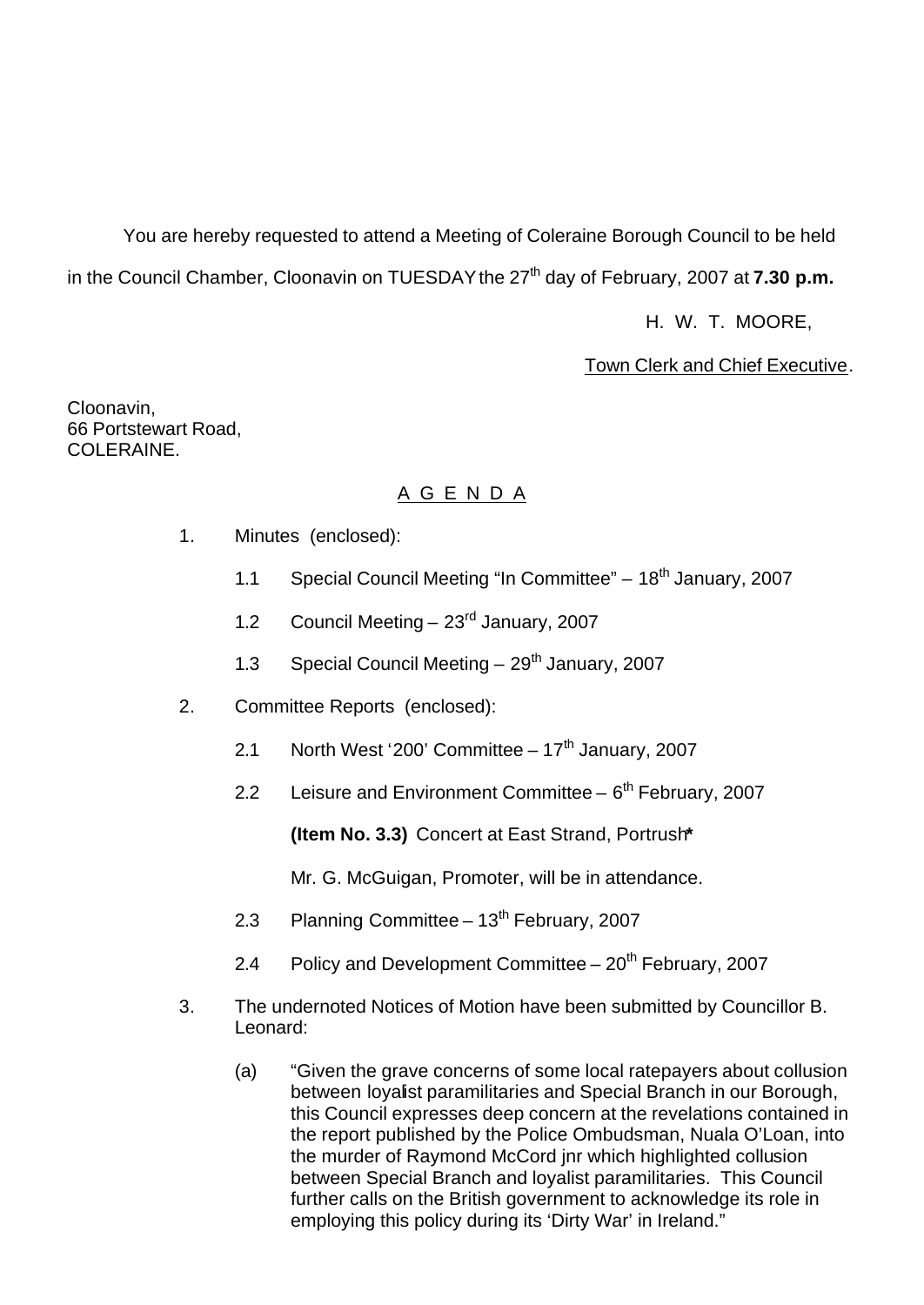You are hereby requested to attend a Meeting of Coleraine Borough Council to be held in the Council Chamber, Cloonavin on TUESDAY the 27th day of February, 2007 at **7.30 p.m.**

H. W. T. MOORE,

Town Clerk and Chief Executive.

Cloonavin,
66 Portstewart Road,
COLERAINE.

## A G E N D A

1. Minutes (enclosed):

   1.1 Special Council Meeting "In Committee" – 18th January, 2007

   1.2 Council Meeting – 23rd January, 2007

   1.3 Special Council Meeting – 29th January, 2007

2. Committee Reports (enclosed):

   2.1 North West '200' Committee – 17th January, 2007

   2.2 Leisure and Environment Committee – 6th February, 2007

   **(Item No. 3.3)** Concert at East Strand, Portrush*

   Mr. G. McGuigan, Promoter, will be in attendance.

   2.3 Planning Committee – 13th February, 2007

   2.4 Policy and Development Committee – 20th February, 2007

3. The undernoted Notices of Motion have been submitted by Councillor B. Leonard:

   (a) "Given the grave concerns of some local ratepayers about collusion between loyalist paramilitaries and Special Branch in our Borough, this Council expresses deep concern at the revelations contained in the report published by the Police Ombudsman, Nuala O'Loan, into the murder of Raymond McCord jnr which highlighted collusion between Special Branch and loyalist paramilitaries. This Council further calls on the British government to acknowledge its role in employing this policy during its 'Dirty War' in Ireland."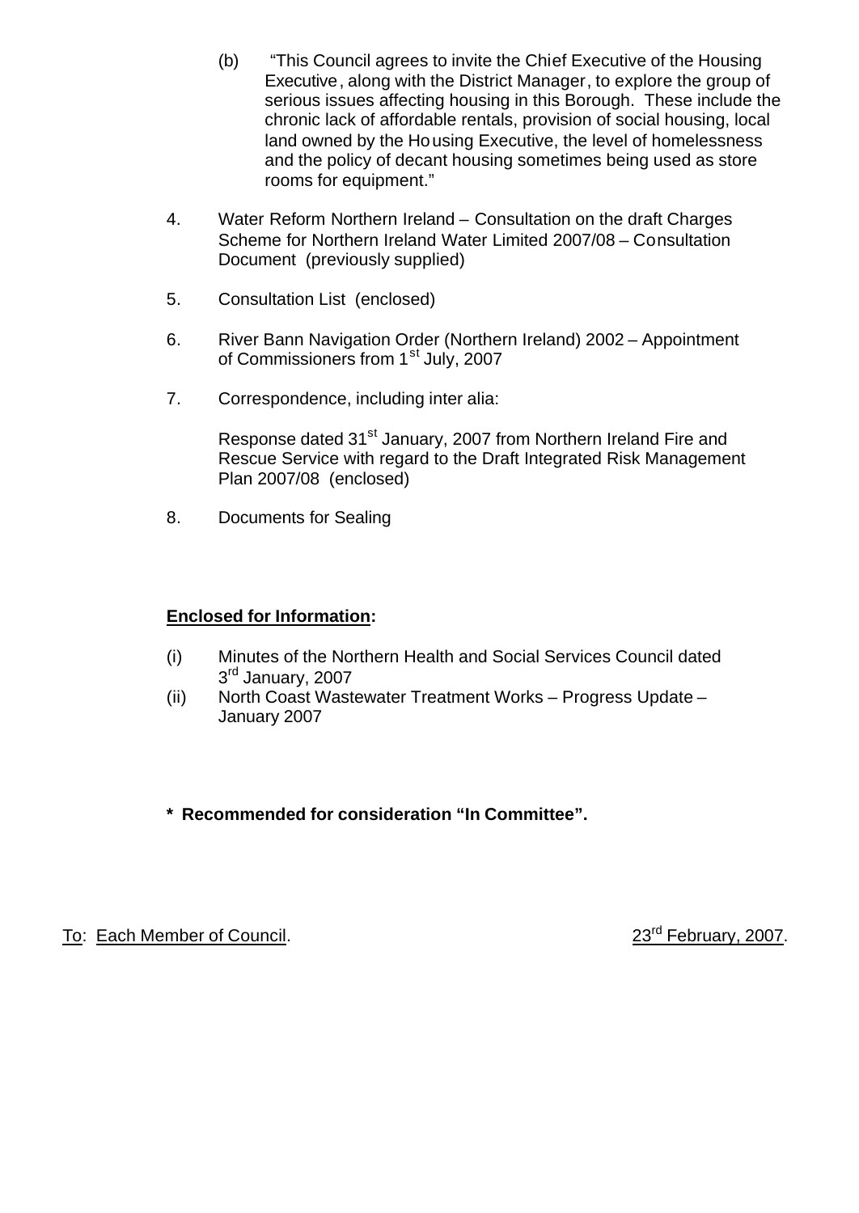(b) "This Council agrees to invite the Chief Executive of the Housing Executive, along with the District Manager, to explore the group of serious issues affecting housing in this Borough. These include the chronic lack of affordable rentals, provision of social housing, local land owned by the Housing Executive, the level of homelessness and the policy of decant housing sometimes being used as store rooms for equipment."

4. Water Reform Northern Ireland – Consultation on the draft Charges Scheme for Northern Ireland Water Limited 2007/08 – Consultation Document (previously supplied)

5. Consultation List (enclosed)

6. River Bann Navigation Order (Northern Ireland) 2002 – Appointment of Commissioners from 1st July, 2007

7. Correspondence, including inter alia:

   Response dated 31st January, 2007 from Northern Ireland Fire and Rescue Service with regard to the Draft Integrated Risk Management Plan 2007/08 (enclosed)

8. Documents for Sealing

**Enclosed for Information:**

(i) Minutes of the Northern Health and Social Services Council dated 3rd January, 2007

(ii) North Coast Wastewater Treatment Works – Progress Update – January 2007

**\* Recommended for consideration "In Committee".**

To: Each Member of Council. 23rd February, 2007.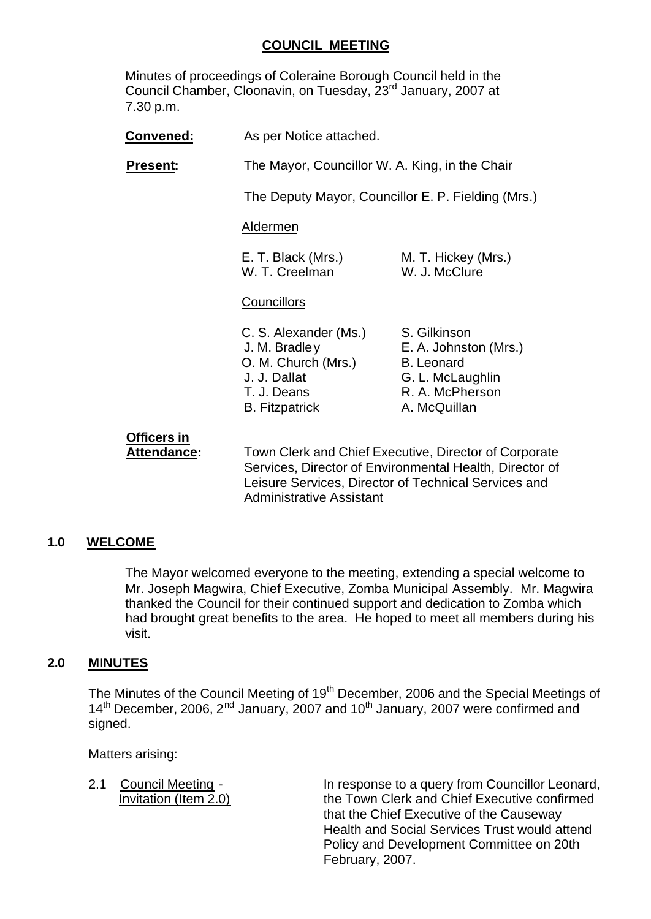# COUNCIL MEETING

Minutes of proceedings of Coleraine Borough Council held in the Council Chamber, Cloonavin, on Tuesday, 23rd January, 2007 at 7.30 p.m.

**Convened:** As per Notice attached.

**Present:** The Mayor, Councillor W. A. King, in the Chair

The Deputy Mayor, Councillor E. P. Fielding (Mrs.)

Aldermen

| | |
|---|---|
| E. T. Black (Mrs.) | M. T. Hickey (Mrs.) |
| W. T. Creelman | W. J. McClure |

Councillors

| | |
|---|---|
| C. S. Alexander (Ms.) | S. Gilkinson |
| J. M. Bradley | E. A. Johnston (Mrs.) |
| O. M. Church (Mrs.) | B. Leonard |
| J. J. Dallat | G. L. McLaughlin |
| T. J. Deans | R. A. McPherson |
| B. Fitzpatrick | A. McQuillan |

**Officers in Attendance:** Town Clerk and Chief Executive, Director of Corporate Services, Director of Environmental Health, Director of Leisure Services, Director of Technical Services and Administrative Assistant

## 1.0 WELCOME

The Mayor welcomed everyone to the meeting, extending a special welcome to Mr. Joseph Magwira, Chief Executive, Zomba Municipal Assembly. Mr. Magwira thanked the Council for their continued support and dedication to Zomba which had brought great benefits to the area. He hoped to meet all members during his visit.

## 2.0 MINUTES

The Minutes of the Council Meeting of 19th December, 2006 and the Special Meetings of 14th December, 2006, 2nd January, 2007 and 10th January, 2007 were confirmed and signed.

Matters arising:

2.1 Council Meeting - Invitation (Item 2.0)

In response to a query from Councillor Leonard, the Town Clerk and Chief Executive confirmed that the Chief Executive of the Causeway Health and Social Services Trust would attend Policy and Development Committee on 20th February, 2007.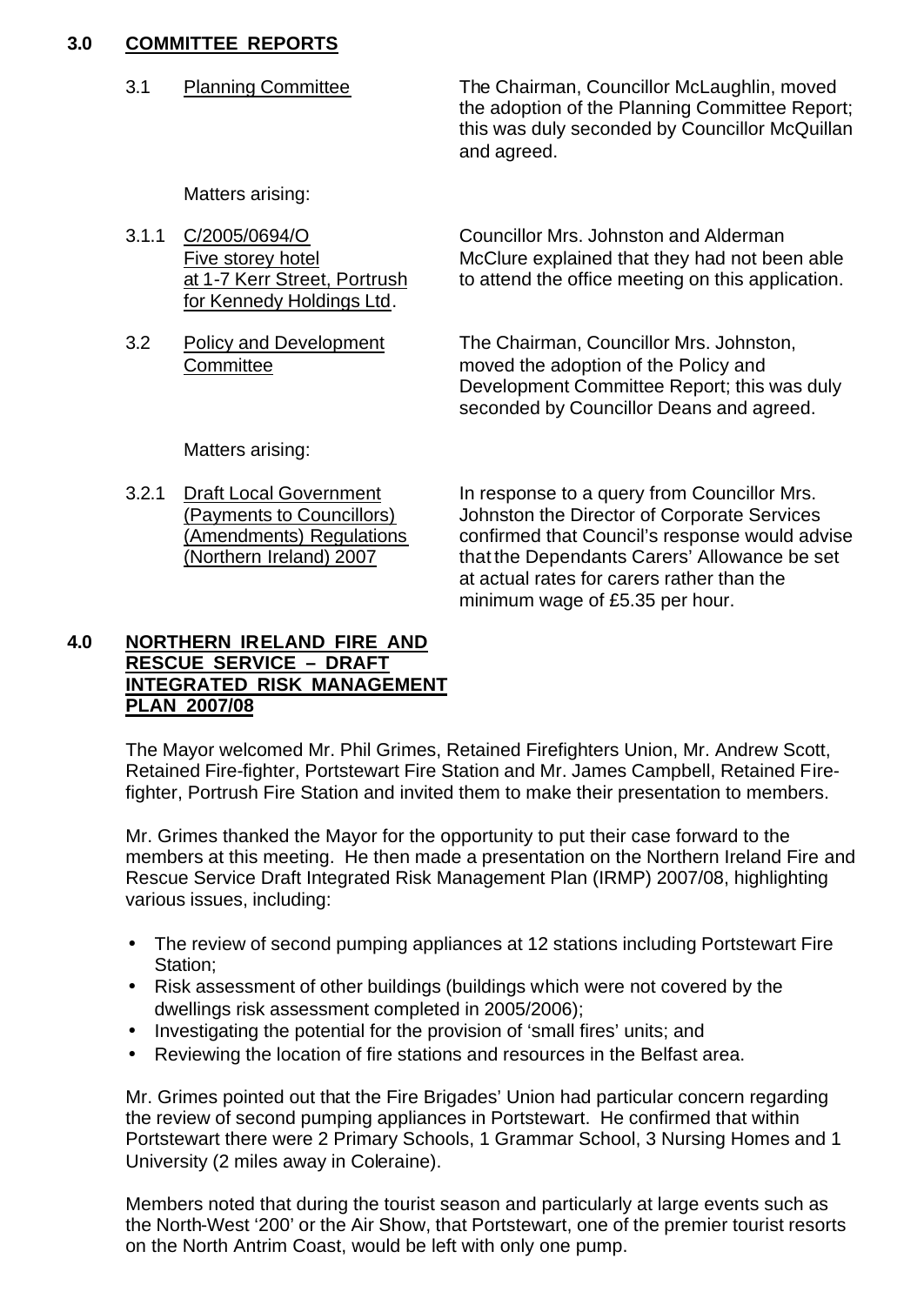## 3.0 COMMITTEE REPORTS

3.1 Planning Committee

The Chairman, Councillor McLaughlin, moved the adoption of the Planning Committee Report; this was duly seconded by Councillor McQuillan and agreed.

Matters arising:

3.1.1 C/2005/0694/O Five storey hotel at 1-7 Kerr Street, Portrush for Kennedy Holdings Ltd.

Councillor Mrs. Johnston and Alderman McClure explained that they had not been able to attend the office meeting on this application.

3.2 Policy and Development Committee

The Chairman, Councillor Mrs. Johnston, moved the adoption of the Policy and Development Committee Report; this was duly seconded by Councillor Deans and agreed.

Matters arising:

3.2.1 Draft Local Government (Payments to Councillors) (Amendments) Regulations (Northern Ireland) 2007

In response to a query from Councillor Mrs. Johnston the Director of Corporate Services confirmed that Council's response would advise that the Dependants Carers' Allowance be set at actual rates for carers rather than the minimum wage of £5.35 per hour.

## 4.0 NORTHERN IRELAND FIRE AND RESCUE SERVICE – DRAFT INTEGRATED RISK MANAGEMENT PLAN 2007/08

The Mayor welcomed Mr. Phil Grimes, Retained Firefighters Union, Mr. Andrew Scott, Retained Fire-fighter, Portstewart Fire Station and Mr. James Campbell, Retained Fire-fighter, Portrush Fire Station and invited them to make their presentation to members.

Mr. Grimes thanked the Mayor for the opportunity to put their case forward to the members at this meeting. He then made a presentation on the Northern Ireland Fire and Rescue Service Draft Integrated Risk Management Plan (IRMP) 2007/08, highlighting various issues, including:

- The review of second pumping appliances at 12 stations including Portstewart Fire Station;
- Risk assessment of other buildings (buildings which were not covered by the dwellings risk assessment completed in 2005/2006);
- Investigating the potential for the provision of 'small fires' units; and
- Reviewing the location of fire stations and resources in the Belfast area.

Mr. Grimes pointed out that the Fire Brigades' Union had particular concern regarding the review of second pumping appliances in Portstewart. He confirmed that within Portstewart there were 2 Primary Schools, 1 Grammar School, 3 Nursing Homes and 1 University (2 miles away in Coleraine).

Members noted that during the tourist season and particularly at large events such as the North-West '200' or the Air Show, that Portstewart, one of the premier tourist resorts on the North Antrim Coast, would be left with only one pump.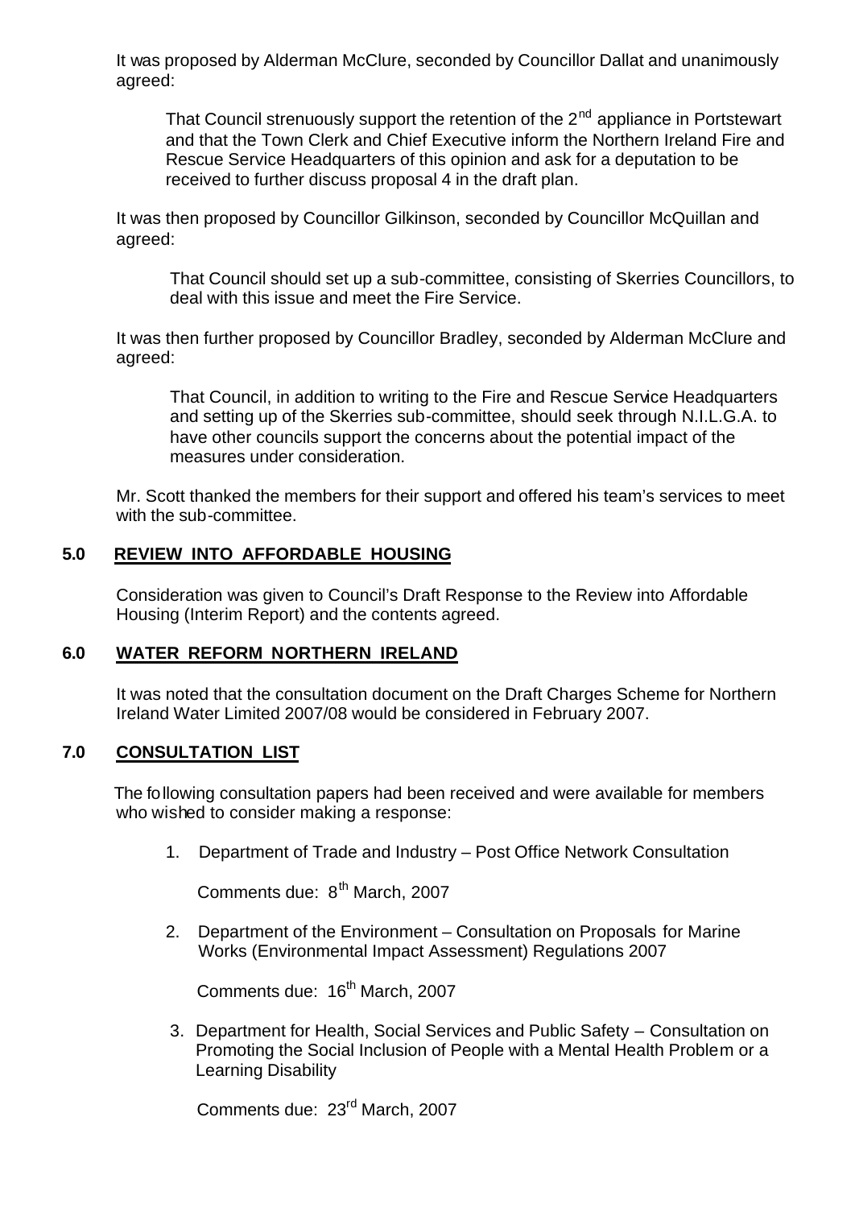It was proposed by Alderman McClure, seconded by Councillor Dallat and unanimously agreed:

> That Council strenuously support the retention of the 2nd appliance in Portstewart and that the Town Clerk and Chief Executive inform the Northern Ireland Fire and Rescue Service Headquarters of this opinion and ask for a deputation to be received to further discuss proposal 4 in the draft plan.

It was then proposed by Councillor Gilkinson, seconded by Councillor McQuillan and agreed:

> That Council should set up a sub-committee, consisting of Skerries Councillors, to deal with this issue and meet the Fire Service.

It was then further proposed by Councillor Bradley, seconded by Alderman McClure and agreed:

> That Council, in addition to writing to the Fire and Rescue Service Headquarters and setting up of the Skerries sub-committee, should seek through N.I.L.G.A. to have other councils support the concerns about the potential impact of the measures under consideration.

Mr. Scott thanked the members for their support and offered his team's services to meet with the sub-committee.

## 5.0 REVIEW INTO AFFORDABLE HOUSING

Consideration was given to Council's Draft Response to the Review into Affordable Housing (Interim Report) and the contents agreed.

## 6.0 WATER REFORM NORTHERN IRELAND

It was noted that the consultation document on the Draft Charges Scheme for Northern Ireland Water Limited 2007/08 would be considered in February 2007.

## 7.0 CONSULTATION LIST

The following consultation papers had been received and were available for members who wished to consider making a response:

1. Department of Trade and Industry – Post Office Network Consultation

   Comments due: 8th March, 2007

2. Department of the Environment – Consultation on Proposals for Marine Works (Environmental Impact Assessment) Regulations 2007

   Comments due: 16th March, 2007

3. Department for Health, Social Services and Public Safety – Consultation on Promoting the Social Inclusion of People with a Mental Health Problem or a Learning Disability

   Comments due: 23rd March, 2007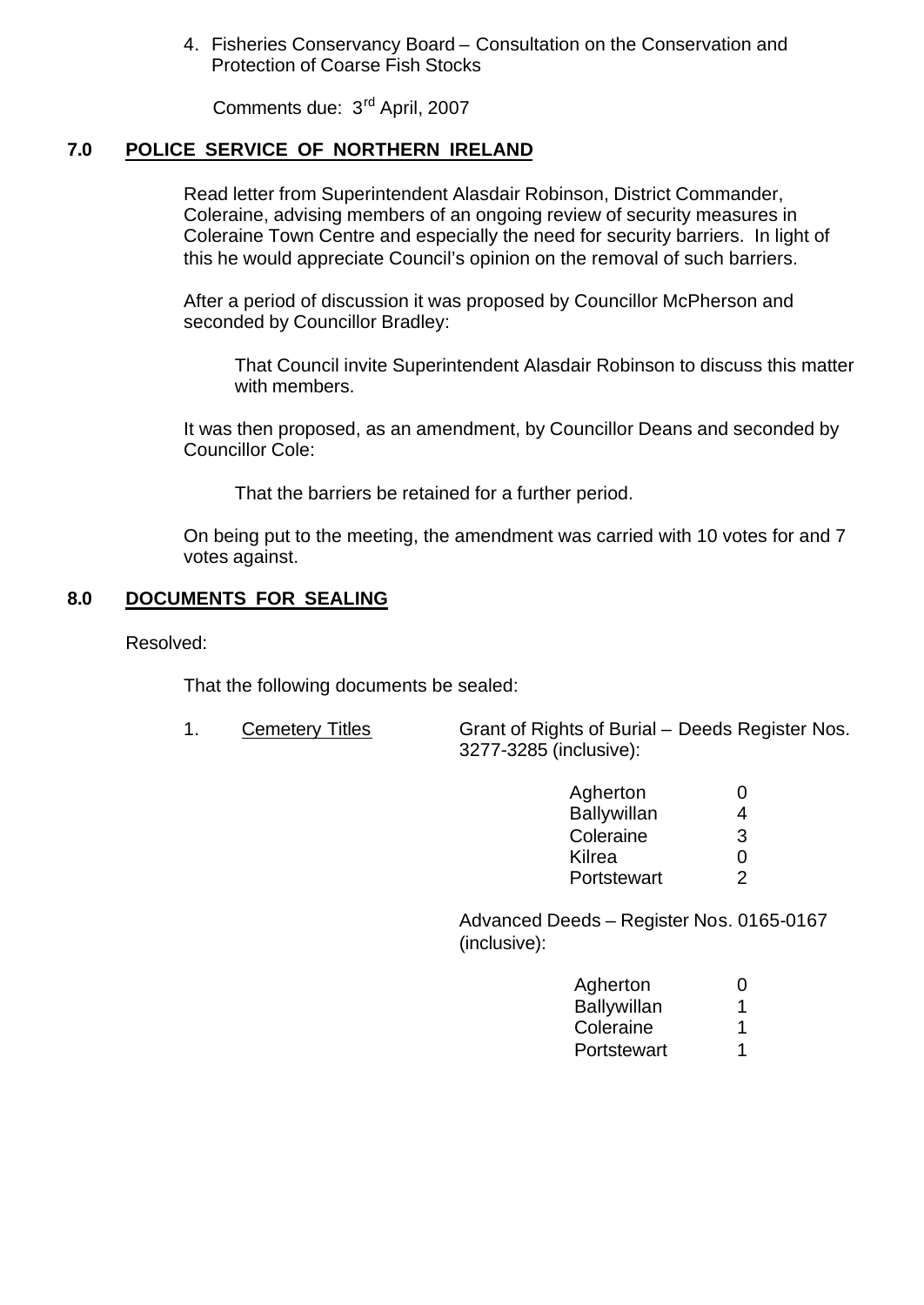4. Fisheries Conservancy Board – Consultation on the Conservation and Protection of Coarse Fish Stocks

   Comments due: 3rd April, 2007

## 7.0 POLICE SERVICE OF NORTHERN IRELAND

Read letter from Superintendent Alasdair Robinson, District Commander, Coleraine, advising members of an ongoing review of security measures in Coleraine Town Centre and especially the need for security barriers. In light of this he would appreciate Council's opinion on the removal of such barriers.

After a period of discussion it was proposed by Councillor McPherson and seconded by Councillor Bradley:

> That Council invite Superintendent Alasdair Robinson to discuss this matter with members.

It was then proposed, as an amendment, by Councillor Deans and seconded by Councillor Cole:

> That the barriers be retained for a further period.

On being put to the meeting, the amendment was carried with 10 votes for and 7 votes against.

## 8.0 DOCUMENTS FOR SEALING

Resolved:

That the following documents be sealed:

1. Cemetery Titles — Grant of Rights of Burial – Deeds Register Nos. 3277-3285 (inclusive):

| | |
|---|---|
| Agherton | 0 |
| Ballywillan | 4 |
| Coleraine | 3 |
| Kilrea | 0 |
| Portstewart | 2 |

Advanced Deeds – Register Nos. 0165-0167 (inclusive):

| | |
|---|---|
| Agherton | 0 |
| Ballywillan | 1 |
| Coleraine | 1 |
| Portstewart | 1 |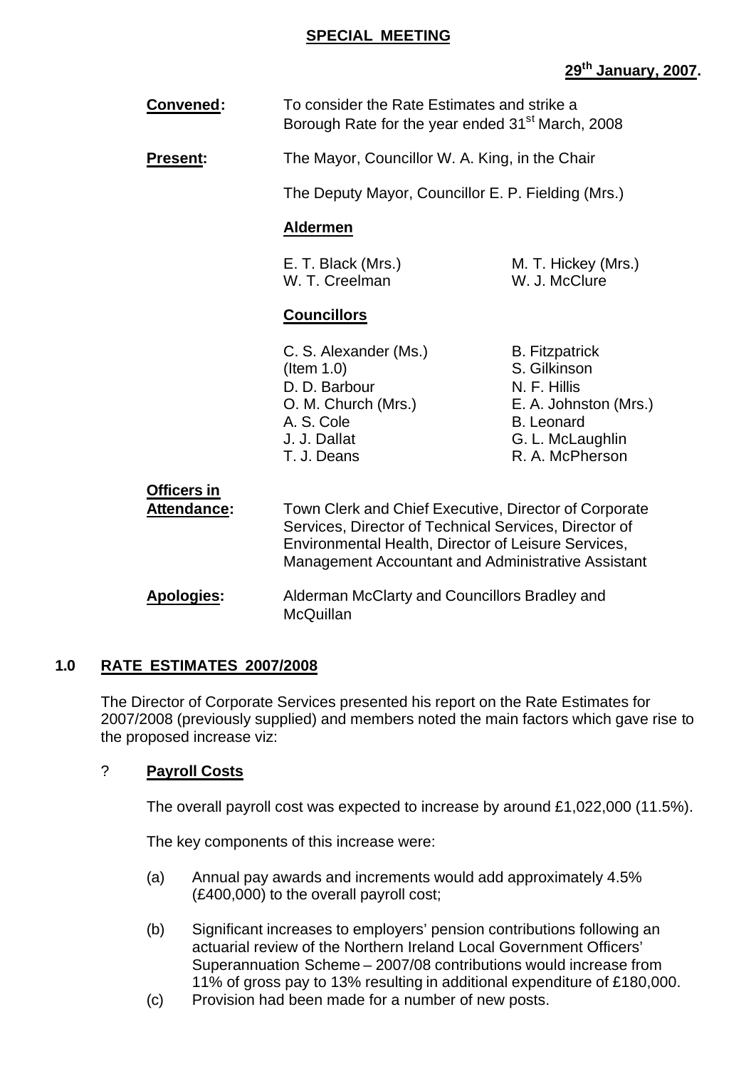**SPECIAL MEETING**

**29th January, 2007.**

**Convened:** To consider the Rate Estimates and strike a Borough Rate for the year ended 31st March, 2008

**Present:** The Mayor, Councillor W. A. King, in the Chair

The Deputy Mayor, Councillor E. P. Fielding (Mrs.)

**Aldermen**

E. T. Black (Mrs.)
M. T. Hickey (Mrs.)
W. T. Creelman
W. J. McClure

**Councillors**

C. S. Alexander (Ms.) (Item 1.0)
D. D. Barbour
O. M. Church (Mrs.)
A. S. Cole
J. J. Dallat
T. J. Deans
B. Fitzpatrick
S. Gilkinson
N. F. Hillis
E. A. Johnston (Mrs.)
B. Leonard
G. L. McLaughlin
R. A. McPherson

**Officers in Attendance:** Town Clerk and Chief Executive, Director of Corporate Services, Director of Technical Services, Director of Environmental Health, Director of Leisure Services, Management Accountant and Administrative Assistant

**Apologies:** Alderman McClarty and Councillors Bradley and McQuillan

## 1.0 RATE ESTIMATES 2007/2008

The Director of Corporate Services presented his report on the Rate Estimates for 2007/2008 (previously supplied) and members noted the main factors which gave rise to the proposed increase viz:

? **Payroll Costs**

The overall payroll cost was expected to increase by around £1,022,000 (11.5%).

The key components of this increase were:

(a) Annual pay awards and increments would add approximately 4.5% (£400,000) to the overall payroll cost;

(b) Significant increases to employers' pension contributions following an actuarial review of the Northern Ireland Local Government Officers' Superannuation Scheme – 2007/08 contributions would increase from 11% of gross pay to 13% resulting in additional expenditure of £180,000.

(c) Provision had been made for a number of new posts.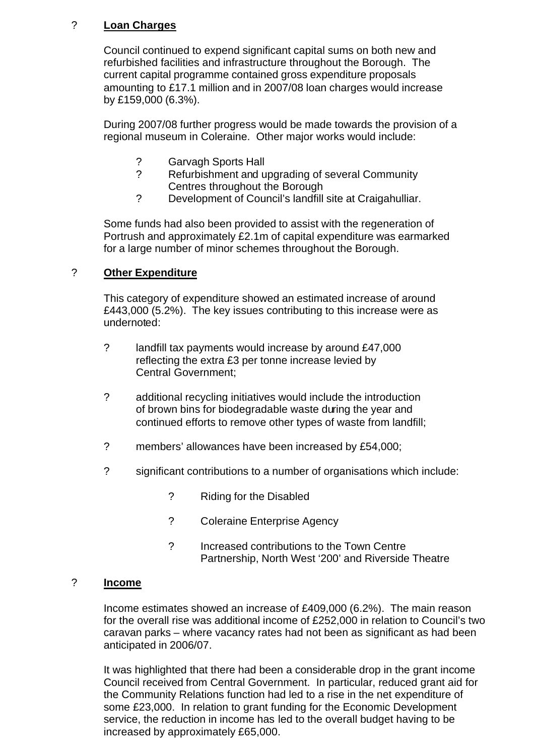- **Loan Charges**

  Council continued to expend significant capital sums on both new and refurbished facilities and infrastructure throughout the Borough. The current capital programme contained gross expenditure proposals amounting to £17.1 million and in 2007/08 loan charges would increase by £159,000 (6.3%).

  During 2007/08 further progress would be made towards the provision of a regional museum in Coleraine. Other major works would include:

  - Garvagh Sports Hall
  - Refurbishment and upgrading of several Community Centres throughout the Borough
  - Development of Council's landfill site at Craigahulliar.

  Some funds had also been provided to assist with the regeneration of Portrush and approximately £2.1m of capital expenditure was earmarked for a large number of minor schemes throughout the Borough.

- **Other Expenditure**

  This category of expenditure showed an estimated increase of around £443,000 (5.2%). The key issues contributing to this increase were as undernoted:

  - landfill tax payments would increase by around £47,000 reflecting the extra £3 per tonne increase levied by Central Government;
  - additional recycling initiatives would include the introduction of brown bins for biodegradable waste during the year and continued efforts to remove other types of waste from landfill;
  - members' allowances have been increased by £54,000;
  - significant contributions to a number of organisations which include:
    - Riding for the Disabled
    - Coleraine Enterprise Agency
    - Increased contributions to the Town Centre Partnership, North West '200' and Riverside Theatre

- **Income**

  Income estimates showed an increase of £409,000 (6.2%). The main reason for the overall rise was additional income of £252,000 in relation to Council's two caravan parks – where vacancy rates had not been as significant as had been anticipated in 2006/07.

  It was highlighted that there had been a considerable drop in the grant income Council received from Central Government. In particular, reduced grant aid for the Community Relations function had led to a rise in the net expenditure of some £23,000. In relation to grant funding for the Economic Development service, the reduction in income has led to the overall budget having to be increased by approximately £65,000.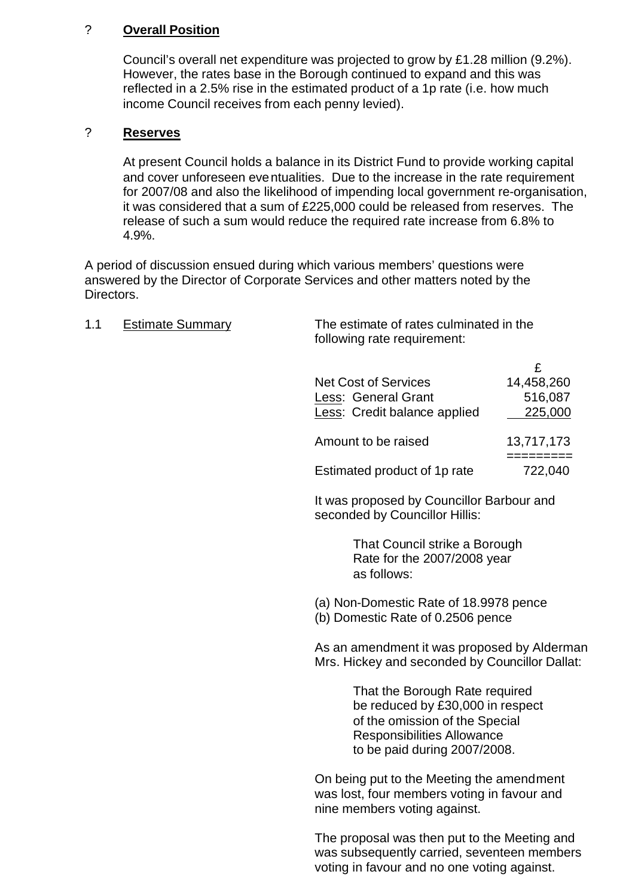- **Overall Position**

  Council's overall net expenditure was projected to grow by £1.28 million (9.2%). However, the rates base in the Borough continued to expand and this was reflected in a 2.5% rise in the estimated product of a 1p rate (i.e. how much income Council receives from each penny levied).

- **Reserves**

  At present Council holds a balance in its District Fund to provide working capital and cover unforeseen eventualities. Due to the increase in the rate requirement for 2007/08 and also the likelihood of impending local government re-organisation, it was considered that a sum of £225,000 could be released from reserves. The release of such a sum would reduce the required rate increase from 6.8% to 4.9%.

A period of discussion ensued during which various members' questions were answered by the Director of Corporate Services and other matters noted by the Directors.

1.1 Estimate Summary

The estimate of rates culminated in the following rate requirement:

| | £ |
|---|---|
| Net Cost of Services | 14,458,260 |
| Less: General Grant | 516,087 |
| Less: Credit balance applied | 225,000 |
| Amount to be raised | 13,717,173 |
| Estimated product of 1p rate | 722,040 |

It was proposed by Councillor Barbour and seconded by Councillor Hillis:

> That Council strike a Borough Rate for the 2007/2008 year as follows:

(a) Non-Domestic Rate of 18.9978 pence
(b) Domestic Rate of 0.2506 pence

As an amendment it was proposed by Alderman Mrs. Hickey and seconded by Councillor Dallat:

> That the Borough Rate required be reduced by £30,000 in respect of the omission of the Special Responsibilities Allowance to be paid during 2007/2008.

On being put to the Meeting the amendment was lost, four members voting in favour and nine members voting against.

The proposal was then put to the Meeting and was subsequently carried, seventeen members voting in favour and no one voting against.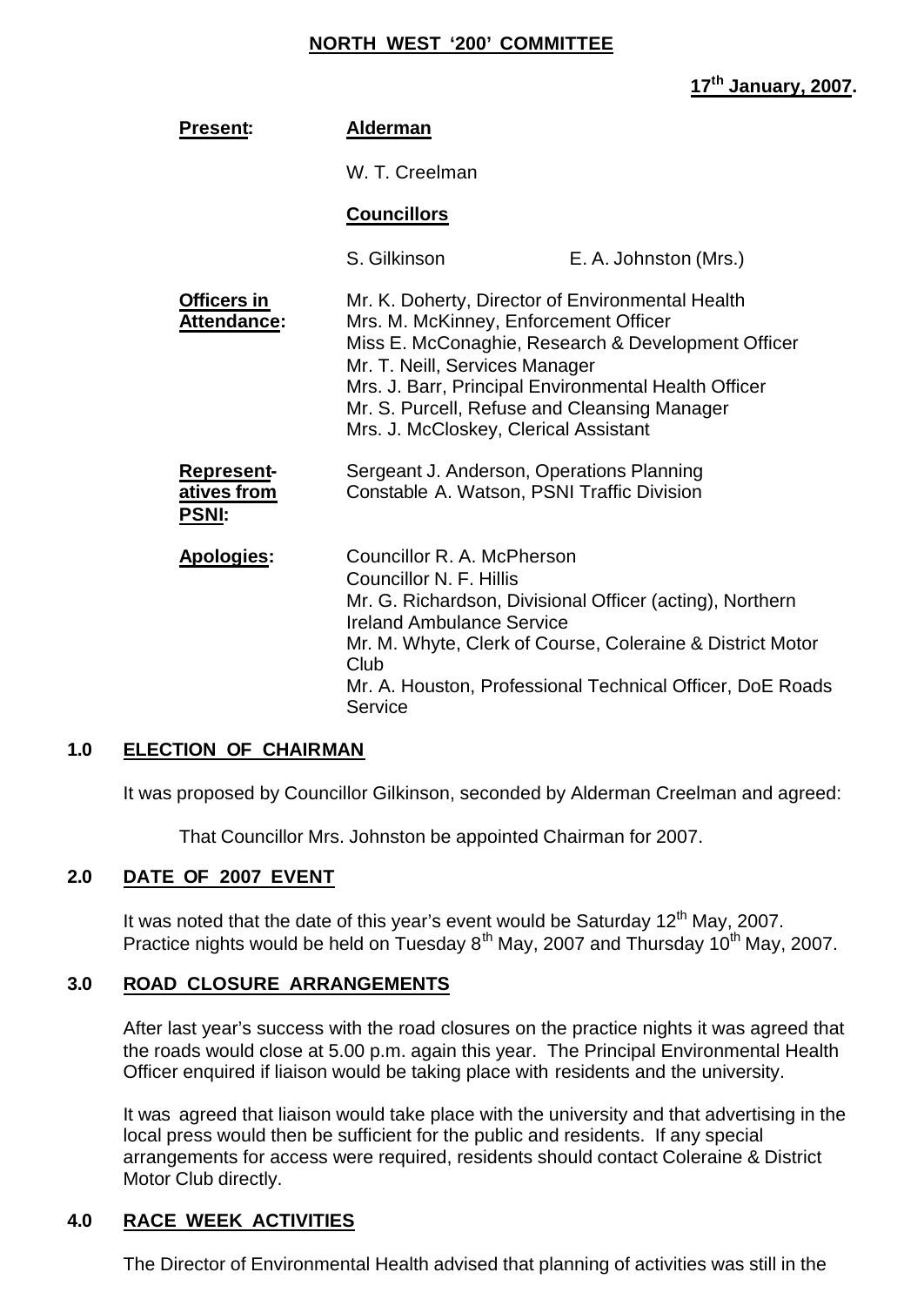**NORTH WEST '200' COMMITTEE**

**17th January, 2007.**

| | |
|---|---|
| **Present:** | **Alderman**<br><br>W. T. Creelman<br><br>**Councillors**<br><br>S. Gilkinson E. A. Johnston (Mrs.) |
| **Officers in Attendance:** | Mr. K. Doherty, Director of Environmental Health<br>Mrs. M. McKinney, Enforcement Officer<br>Miss E. McConaghie, Research & Development Officer<br>Mr. T. Neill, Services Manager<br>Mrs. J. Barr, Principal Environmental Health Officer<br>Mr. S. Purcell, Refuse and Cleansing Manager<br>Mrs. J. McCloskey, Clerical Assistant |
| **Representatives from PSNI:** | Sergeant J. Anderson, Operations Planning<br>Constable A. Watson, PSNI Traffic Division |
| **Apologies:** | Councillor R. A. McPherson<br>Councillor N. F. Hillis<br>Mr. G. Richardson, Divisional Officer (acting), Northern Ireland Ambulance Service<br>Mr. M. Whyte, Clerk of Course, Coleraine & District Motor Club<br>Mr. A. Houston, Professional Technical Officer, DoE Roads Service |

## 1.0 ELECTION OF CHAIRMAN

It was proposed by Councillor Gilkinson, seconded by Alderman Creelman and agreed:

That Councillor Mrs. Johnston be appointed Chairman for 2007.

## 2.0 DATE OF 2007 EVENT

It was noted that the date of this year's event would be Saturday 12th May, 2007. Practice nights would be held on Tuesday 8th May, 2007 and Thursday 10th May, 2007.

## 3.0 ROAD CLOSURE ARRANGEMENTS

After last year's success with the road closures on the practice nights it was agreed that the roads would close at 5.00 p.m. again this year. The Principal Environmental Health Officer enquired if liaison would be taking place with residents and the university.

It was agreed that liaison would take place with the university and that advertising in the local press would then be sufficient for the public and residents. If any special arrangements for access were required, residents should contact Coleraine & District Motor Club directly.

## 4.0 RACE WEEK ACTIVITIES

The Director of Environmental Health advised that planning of activities was still in the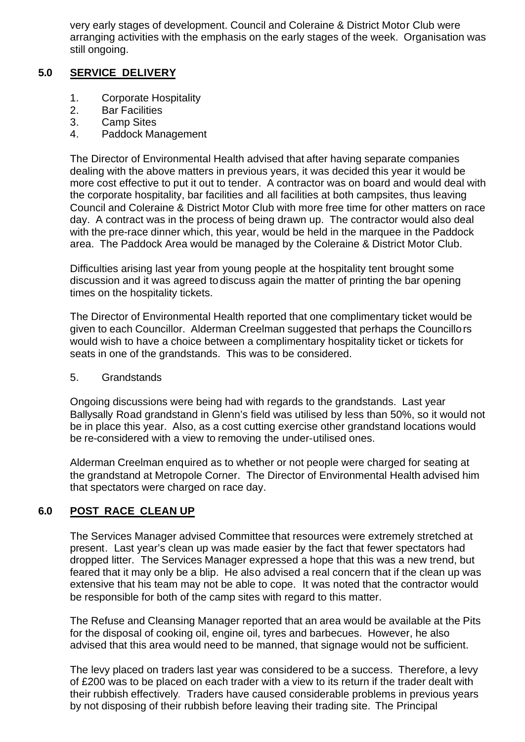very early stages of development. Council and Coleraine & District Motor Club were arranging activities with the emphasis on the early stages of the week. Organisation was still ongoing.

## 5.0 SERVICE DELIVERY

1. Corporate Hospitality
2. Bar Facilities
3. Camp Sites
4. Paddock Management

The Director of Environmental Health advised that after having separate companies dealing with the above matters in previous years, it was decided this year it would be more cost effective to put it out to tender. A contractor was on board and would deal with the corporate hospitality, bar facilities and all facilities at both campsites, thus leaving Council and Coleraine & District Motor Club with more free time for other matters on race day. A contract was in the process of being drawn up. The contractor would also deal with the pre-race dinner which, this year, would be held in the marquee in the Paddock area. The Paddock Area would be managed by the Coleraine & District Motor Club.

Difficulties arising last year from young people at the hospitality tent brought some discussion and it was agreed to discuss again the matter of printing the bar opening times on the hospitality tickets.

The Director of Environmental Health reported that one complimentary ticket would be given to each Councillor. Alderman Creelman suggested that perhaps the Councillors would wish to have a choice between a complimentary hospitality ticket or tickets for seats in one of the grandstands. This was to be considered.

5. Grandstands

Ongoing discussions were being had with regards to the grandstands. Last year Ballysally Road grandstand in Glenn's field was utilised by less than 50%, so it would not be in place this year. Also, as a cost cutting exercise other grandstand locations would be re-considered with a view to removing the under-utilised ones.

Alderman Creelman enquired as to whether or not people were charged for seating at the grandstand at Metropole Corner. The Director of Environmental Health advised him that spectators were charged on race day.

## 6.0 POST RACE CLEAN UP

The Services Manager advised Committee that resources were extremely stretched at present. Last year's clean up was made easier by the fact that fewer spectators had dropped litter. The Services Manager expressed a hope that this was a new trend, but feared that it may only be a blip. He also advised a real concern that if the clean up was extensive that his team may not be able to cope. It was noted that the contractor would be responsible for both of the camp sites with regard to this matter.

The Refuse and Cleansing Manager reported that an area would be available at the Pits for the disposal of cooking oil, engine oil, tyres and barbecues. However, he also advised that this area would need to be manned, that signage would not be sufficient.

The levy placed on traders last year was considered to be a success. Therefore, a levy of £200 was to be placed on each trader with a view to its return if the trader dealt with their rubbish effectively. Traders have caused considerable problems in previous years by not disposing of their rubbish before leaving their trading site. The Principal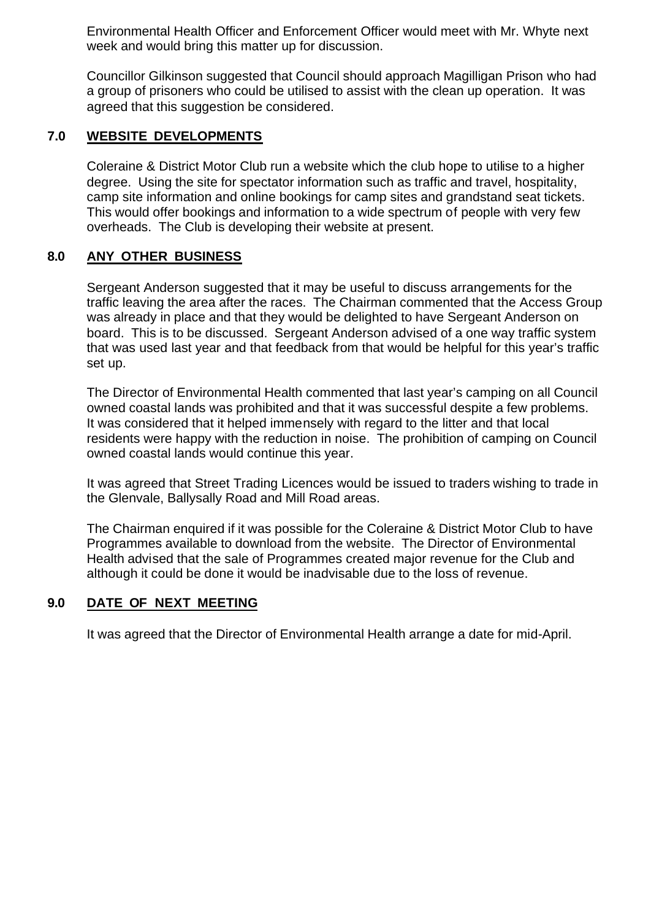Environmental Health Officer and Enforcement Officer would meet with Mr. Whyte next week and would bring this matter up for discussion.

Councillor Gilkinson suggested that Council should approach Magilligan Prison who had a group of prisoners who could be utilised to assist with the clean up operation. It was agreed that this suggestion be considered.

## 7.0 WEBSITE DEVELOPMENTS

Coleraine & District Motor Club run a website which the club hope to utilise to a higher degree. Using the site for spectator information such as traffic and travel, hospitality, camp site information and online bookings for camp sites and grandstand seat tickets. This would offer bookings and information to a wide spectrum of people with very few overheads. The Club is developing their website at present.

## 8.0 ANY OTHER BUSINESS

Sergeant Anderson suggested that it may be useful to discuss arrangements for the traffic leaving the area after the races. The Chairman commented that the Access Group was already in place and that they would be delighted to have Sergeant Anderson on board. This is to be discussed. Sergeant Anderson advised of a one way traffic system that was used last year and that feedback from that would be helpful for this year's traffic set up.

The Director of Environmental Health commented that last year's camping on all Council owned coastal lands was prohibited and that it was successful despite a few problems. It was considered that it helped immensely with regard to the litter and that local residents were happy with the reduction in noise. The prohibition of camping on Council owned coastal lands would continue this year.

It was agreed that Street Trading Licences would be issued to traders wishing to trade in the Glenvale, Ballysally Road and Mill Road areas.

The Chairman enquired if it was possible for the Coleraine & District Motor Club to have Programmes available to download from the website. The Director of Environmental Health advised that the sale of Programmes created major revenue for the Club and although it could be done it would be inadvisable due to the loss of revenue.

## 9.0 DATE OF NEXT MEETING

It was agreed that the Director of Environmental Health arrange a date for mid-April.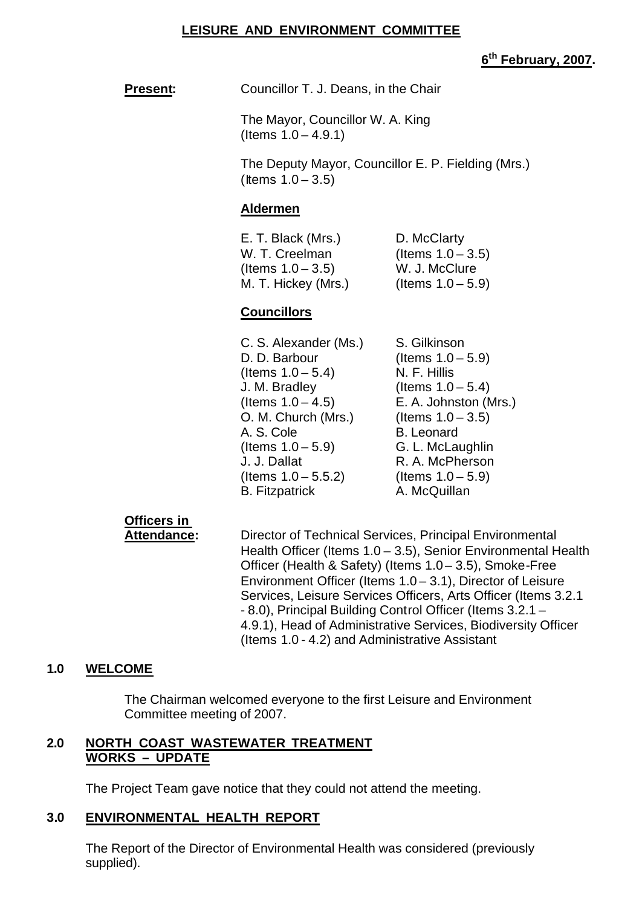**LEISURE AND ENVIRONMENT COMMITTEE**

**6th February, 2007.**

**Present:** Councillor T. J. Deans, in the Chair

The Mayor, Councillor W. A. King (Items 1.0 – 4.9.1)

The Deputy Mayor, Councillor E. P. Fielding (Mrs.) (Items 1.0 – 3.5)

**Aldermen**

E. T. Black (Mrs.)
W. T. Creelman (Items 1.0 – 3.5)
M. T. Hickey (Mrs.)
D. McClarty (Items 1.0 – 3.5)
W. J. McClure (Items 1.0 – 5.9)

**Councillors**

C. S. Alexander (Ms.)
D. D. Barbour (Items 1.0 – 5.4)
J. M. Bradley (Items 1.0 – 4.5)
O. M. Church (Mrs.)
A. S. Cole (Items 1.0 – 5.9)
J. J. Dallat (Items 1.0 – 5.5.2)
B. Fitzpatrick
S. Gilkinson (Items 1.0 – 5.9)
N. F. Hillis (Items 1.0 – 5.4)
E. A. Johnston (Mrs.) (Items 1.0 – 3.5)
B. Leonard
G. L. McLaughlin
R. A. McPherson (Items 1.0 – 5.9)
A. McQuillan

**Officers in Attendance:** Director of Technical Services, Principal Environmental Health Officer (Items 1.0 – 3.5), Senior Environmental Health Officer (Health & Safety) (Items 1.0 – 3.5), Smoke-Free Environment Officer (Items 1.0 – 3.1), Director of Leisure Services, Leisure Services Officers, Arts Officer (Items 3.2.1 - 8.0), Principal Building Control Officer (Items 3.2.1 – 4.9.1), Head of Administrative Services, Biodiversity Officer (Items 1.0 - 4.2) and Administrative Assistant

**1.0 WELCOME**

The Chairman welcomed everyone to the first Leisure and Environment Committee meeting of 2007.

**2.0 NORTH COAST WASTEWATER TREATMENT WORKS – UPDATE**

The Project Team gave notice that they could not attend the meeting.

**3.0 ENVIRONMENTAL HEALTH REPORT**

The Report of the Director of Environmental Health was considered (previously supplied).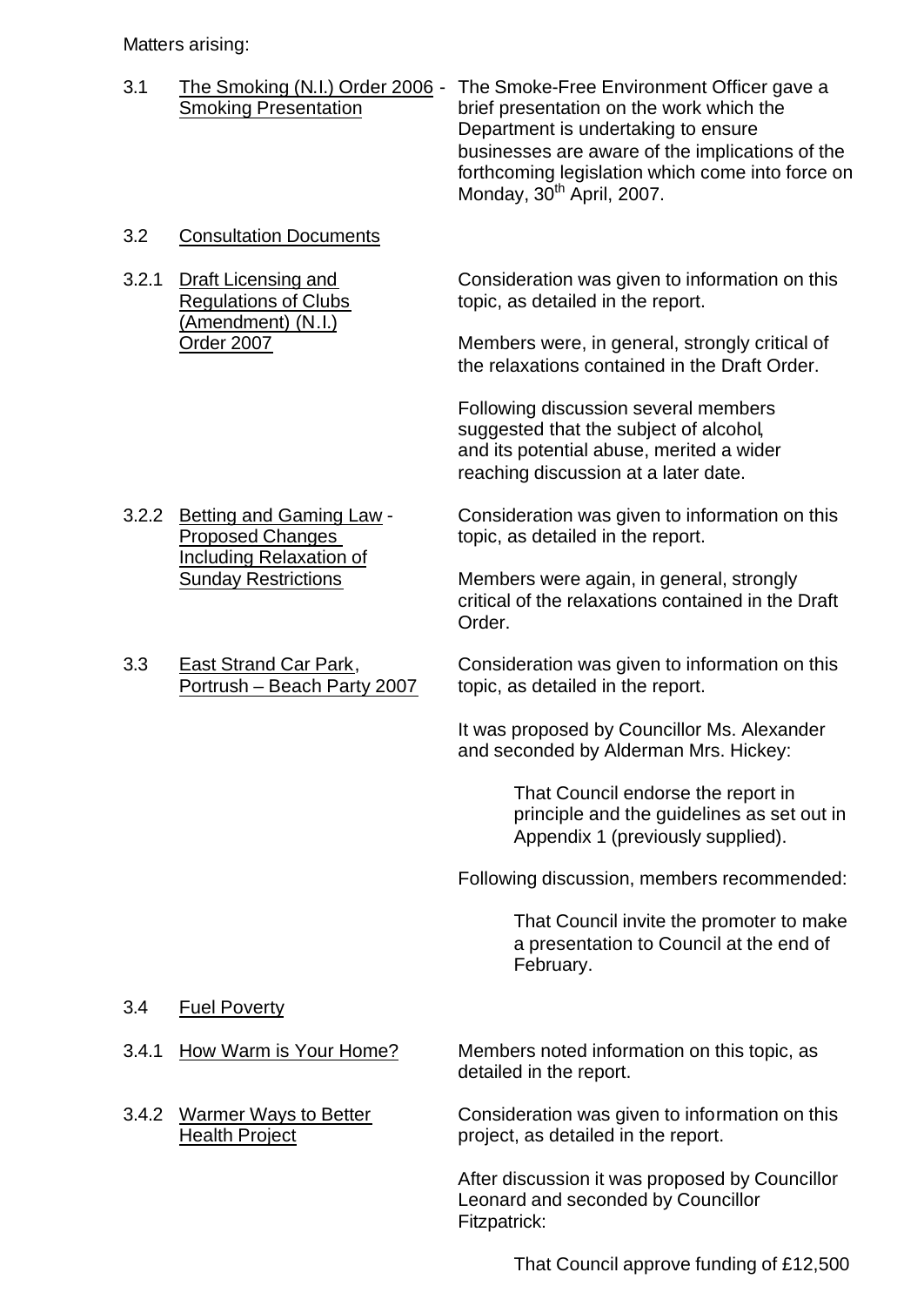Matters arising:

3.1 <u>The Smoking (N.I.) Order 2006 - Smoking Presentation</u>

The Smoke-Free Environment Officer gave a brief presentation on the work which the Department is undertaking to ensure businesses are aware of the implications of the forthcoming legislation which come into force on Monday, 30th April, 2007.

3.2 <u>Consultation Documents</u>

3.2.1 <u>Draft Licensing and Regulations of Clubs (Amendment) (N.I.) Order 2007</u>

Consideration was given to information on this topic, as detailed in the report.

Members were, in general, strongly critical of the relaxations contained in the Draft Order.

Following discussion several members suggested that the subject of alcohol, and its potential abuse, merited a wider reaching discussion at a later date.

3.2.2 <u>Betting and Gaming Law - Proposed Changes Including Relaxation of Sunday Restrictions</u>

Consideration was given to information on this topic, as detailed in the report.

Members were again, in general, strongly critical of the relaxations contained in the Draft Order.

3.3 <u>East Strand Car Park, Portrush – Beach Party 2007</u>

Consideration was given to information on this topic, as detailed in the report.

It was proposed by Councillor Ms. Alexander and seconded by Alderman Mrs. Hickey:

> That Council endorse the report in principle and the guidelines as set out in Appendix 1 (previously supplied).

Following discussion, members recommended:

> That Council invite the promoter to make a presentation to Council at the end of February.

3.4 <u>Fuel Poverty</u>

3.4.1 <u>How Warm is Your Home?</u>

Members noted information on this topic, as detailed in the report.

3.4.2 <u>Warmer Ways to Better Health Project</u>

Consideration was given to information on this project, as detailed in the report.

After discussion it was proposed by Councillor Leonard and seconded by Councillor Fitzpatrick:

> That Council approve funding of £12,500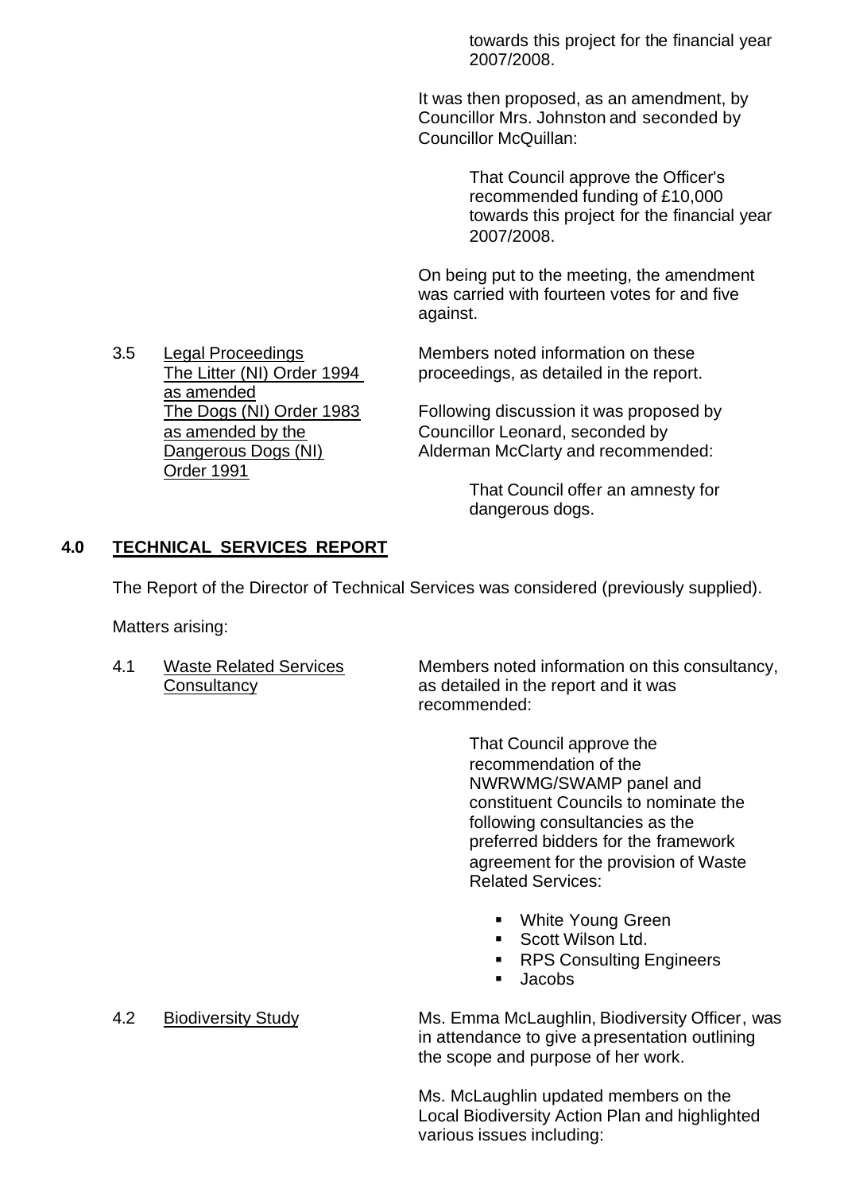towards this project for the financial year 2007/2008.

It was then proposed, as an amendment, by Councillor Mrs. Johnston and seconded by Councillor McQuillan:

> That Council approve the Officer's recommended funding of £10,000 towards this project for the financial year 2007/2008.

On being put to the meeting, the amendment was carried with fourteen votes for and five against.

3.5 Legal Proceedings
The Litter (NI) Order 1994 as amended
The Dogs (NI) Order 1983 as amended by the Dangerous Dogs (NI) Order 1991

Members noted information on these proceedings, as detailed in the report.

Following discussion it was proposed by Councillor Leonard, seconded by Alderman McClarty and recommended:

> That Council offer an amnesty for dangerous dogs.

## 4.0 TECHNICAL SERVICES REPORT

The Report of the Director of Technical Services was considered (previously supplied).

Matters arising:

4.1 Waste Related Services Consultancy

Members noted information on this consultancy, as detailed in the report and it was recommended:

> That Council approve the recommendation of the NWRWMG/SWAMP panel and constituent Councils to nominate the following consultancies as the preferred bidders for the framework agreement for the provision of Waste Related Services:
>
> - White Young Green
> - Scott Wilson Ltd.
> - RPS Consulting Engineers
> - Jacobs

4.2 Biodiversity Study

Ms. Emma McLaughlin, Biodiversity Officer, was in attendance to give a presentation outlining the scope and purpose of her work.

Ms. McLaughlin updated members on the Local Biodiversity Action Plan and highlighted various issues including: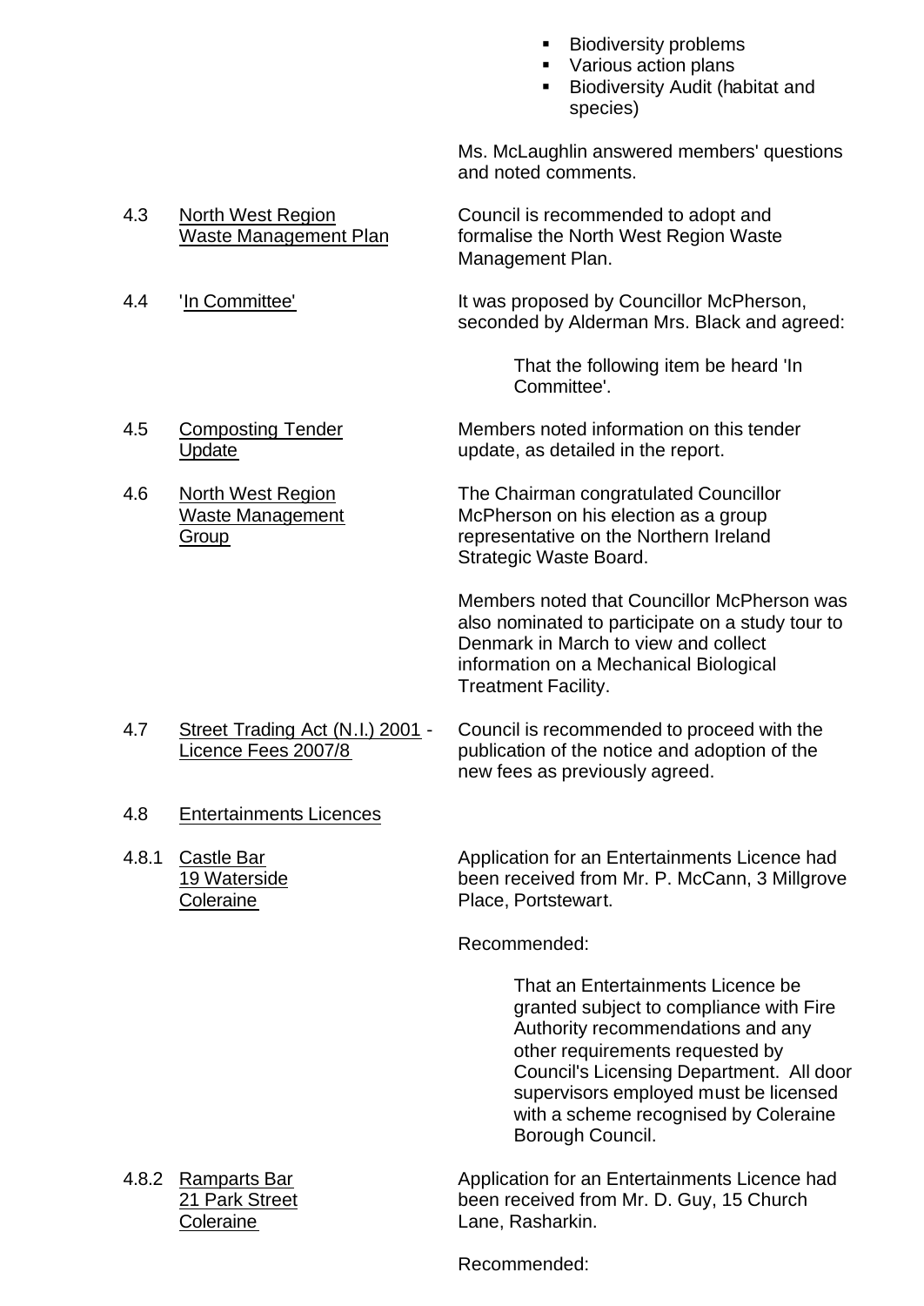- Biodiversity problems
- Various action plans
- Biodiversity Audit (habitat and species)

Ms. McLaughlin answered members' questions and noted comments.

4.3 North West Region Waste Management Plan

Council is recommended to adopt and formalise the North West Region Waste Management Plan.

4.4 'In Committee'

It was proposed by Councillor McPherson, seconded by Alderman Mrs. Black and agreed:

> That the following item be heard 'In Committee'.

4.5 Composting Tender Update

Members noted information on this tender update, as detailed in the report.

4.6 North West Region Waste Management Group

The Chairman congratulated Councillor McPherson on his election as a group representative on the Northern Ireland Strategic Waste Board.

Members noted that Councillor McPherson was also nominated to participate on a study tour to Denmark in March to view and collect information on a Mechanical Biological Treatment Facility.

4.7 Street Trading Act (N.I.) 2001 - Licence Fees 2007/8

Council is recommended to proceed with the publication of the notice and adoption of the new fees as previously agreed.

4.8 Entertainments Licences

4.8.1 Castle Bar, 19 Waterside, Coleraine

Application for an Entertainments Licence had been received from Mr. P. McCann, 3 Millgrove Place, Portstewart.

Recommended:

> That an Entertainments Licence be granted subject to compliance with Fire Authority recommendations and any other requirements requested by Council's Licensing Department. All door supervisors employed must be licensed with a scheme recognised by Coleraine Borough Council.

4.8.2 Ramparts Bar, 21 Park Street, Coleraine

Application for an Entertainments Licence had been received from Mr. D. Guy, 15 Church Lane, Rasharkin.

Recommended: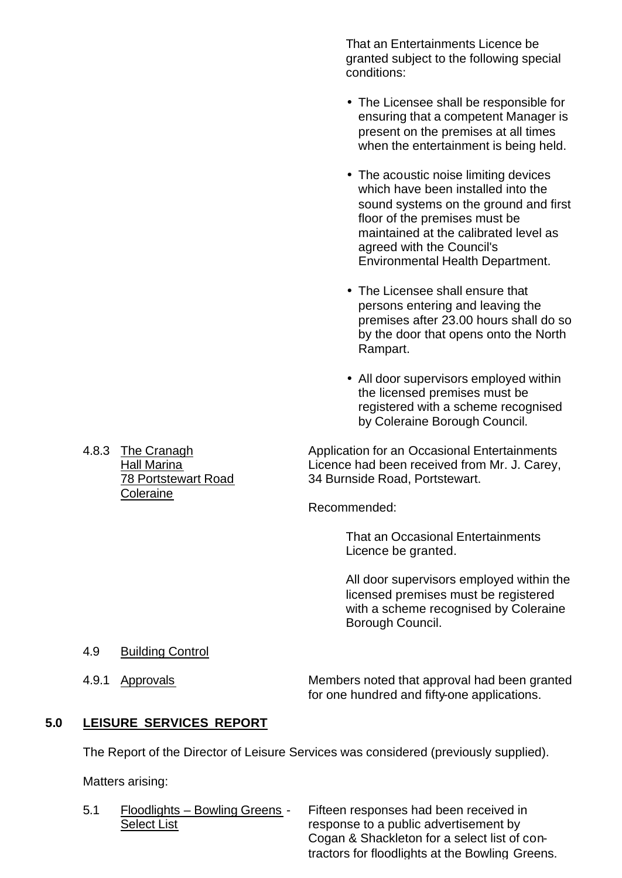That an Entertainments Licence be granted subject to the following special conditions:

- The Licensee shall be responsible for ensuring that a competent Manager is present on the premises at all times when the entertainment is being held.
- The acoustic noise limiting devices which have been installed into the sound systems on the ground and first floor of the premises must be maintained at the calibrated level as agreed with the Council's Environmental Health Department.
- The Licensee shall ensure that persons entering and leaving the premises after 23.00 hours shall do so by the door that opens onto the North Rampart.
- All door supervisors employed within the licensed premises must be registered with a scheme recognised by Coleraine Borough Council.

4.8.3 The Cranagh Hall Marina, 78 Portstewart Road, Coleraine

Application for an Occasional Entertainments Licence had been received from Mr. J. Carey, 34 Burnside Road, Portstewart.

Recommended:

That an Occasional Entertainments Licence be granted.

All door supervisors employed within the licensed premises must be registered with a scheme recognised by Coleraine Borough Council.

4.9 Building Control

4.9.1 Approvals

Members noted that approval had been granted for one hundred and fifty-one applications.

## 5.0 LEISURE SERVICES REPORT

The Report of the Director of Leisure Services was considered (previously supplied).

Matters arising:

5.1 Floodlights – Bowling Greens - Select List

Fifteen responses had been received in response to a public advertisement by Cogan & Shackleton for a select list of contractors for floodlights at the Bowling Greens.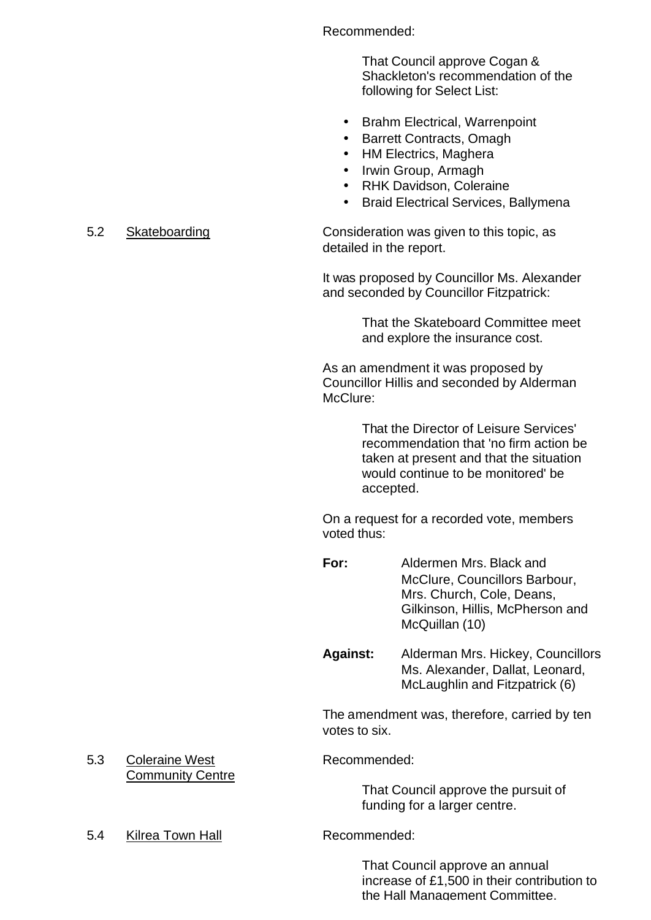Recommended:

> That Council approve Cogan & Shackleton's recommendation of the following for Select List:

- Brahm Electrical, Warrenpoint
- Barrett Contracts, Omagh
- HM Electrics, Maghera
- Irwin Group, Armagh
- RHK Davidson, Coleraine
- Braid Electrical Services, Ballymena

5.2 Skateboarding

Consideration was given to this topic, as detailed in the report.

It was proposed by Councillor Ms. Alexander and seconded by Councillor Fitzpatrick:

> That the Skateboard Committee meet and explore the insurance cost.

As an amendment it was proposed by Councillor Hillis and seconded by Alderman McClure:

> That the Director of Leisure Services' recommendation that 'no firm action be taken at present and that the situation would continue to be monitored' be accepted.

On a request for a recorded vote, members voted thus:

**For:** Aldermen Mrs. Black and McClure, Councillors Barbour, Mrs. Church, Cole, Deans, Gilkinson, Hillis, McPherson and McQuillan (10)

**Against:** Alderman Mrs. Hickey, Councillors Ms. Alexander, Dallat, Leonard, McLaughlin and Fitzpatrick (6)

The amendment was, therefore, carried by ten votes to six.

5.3 Coleraine West Community Centre

Recommended:

> That Council approve the pursuit of funding for a larger centre.

5.4 Kilrea Town Hall

Recommended:

> That Council approve an annual increase of £1,500 in their contribution to the Hall Management Committee.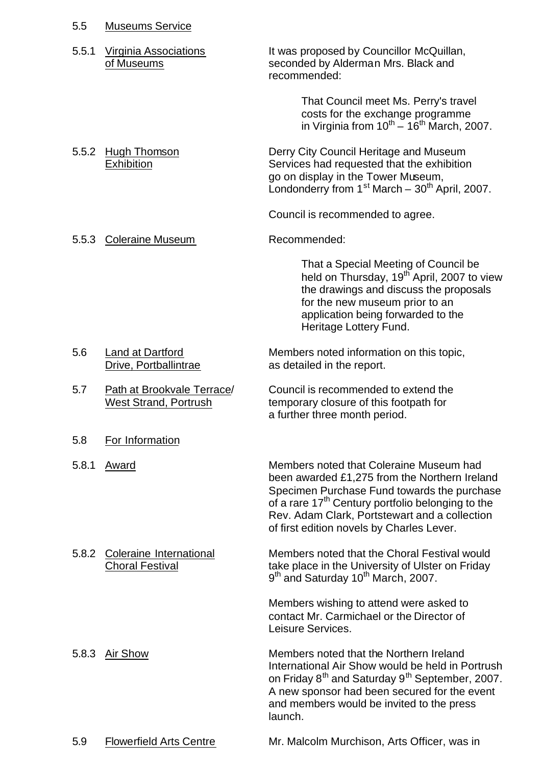5.5 Museums Service

5.5.1 Virginia Associations of Museums

It was proposed by Councillor McQuillan, seconded by Alderman Mrs. Black and recommended:

> That Council meet Ms. Perry's travel costs for the exchange programme in Virginia from 10th – 16th March, 2007.

5.5.2 Hugh Thomson Exhibition

Derry City Council Heritage and Museum Services had requested that the exhibition go on display in the Tower Museum, Londonderry from 1st March – 30th April, 2007.

Council is recommended to agree.

5.5.3 Coleraine Museum

Recommended:

> That a Special Meeting of Council be held on Thursday, 19th April, 2007 to view the drawings and discuss the proposals for the new museum prior to an application being forwarded to the Heritage Lottery Fund.

5.6 Land at Dartford Drive, Portballintrae

Members noted information on this topic, as detailed in the report.

5.7 Path at Brookvale Terrace/ West Strand, Portrush

Council is recommended to extend the temporary closure of this footpath for a further three month period.

5.8 For Information

5.8.1 Award

Members noted that Coleraine Museum had been awarded £1,275 from the Northern Ireland Specimen Purchase Fund towards the purchase of a rare 17th Century portfolio belonging to the Rev. Adam Clark, Portstewart and a collection of first edition novels by Charles Lever.

5.8.2 Coleraine International Choral Festival

Members noted that the Choral Festival would take place in the University of Ulster on Friday 9th and Saturday 10th March, 2007.

Members wishing to attend were asked to contact Mr. Carmichael or the Director of Leisure Services.

5.8.3 Air Show

Members noted that the Northern Ireland International Air Show would be held in Portrush on Friday 8th and Saturday 9th September, 2007. A new sponsor had been secured for the event and members would be invited to the press launch.

5.9 Flowerfield Arts Centre

Mr. Malcolm Murchison, Arts Officer, was in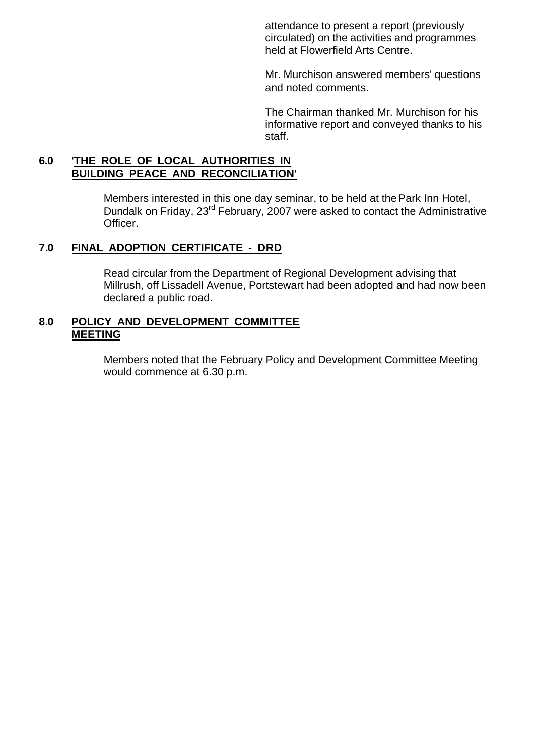attendance to present a report (previously circulated) on the activities and programmes held at Flowerfield Arts Centre.

Mr. Murchison answered members' questions and noted comments.

The Chairman thanked Mr. Murchison for his informative report and conveyed thanks to his staff.

**6.0 'THE ROLE OF LOCAL AUTHORITIES IN BUILDING PEACE AND RECONCILIATION'**

Members interested in this one day seminar, to be held at the Park Inn Hotel, Dundalk on Friday, 23rd February, 2007 were asked to contact the Administrative Officer.

**7.0 FINAL ADOPTION CERTIFICATE - DRD**

Read circular from the Department of Regional Development advising that Millrush, off Lissadell Avenue, Portstewart had been adopted and had now been declared a public road.

**8.0 POLICY AND DEVELOPMENT COMMITTEE MEETING**

Members noted that the February Policy and Development Committee Meeting would commence at 6.30 p.m.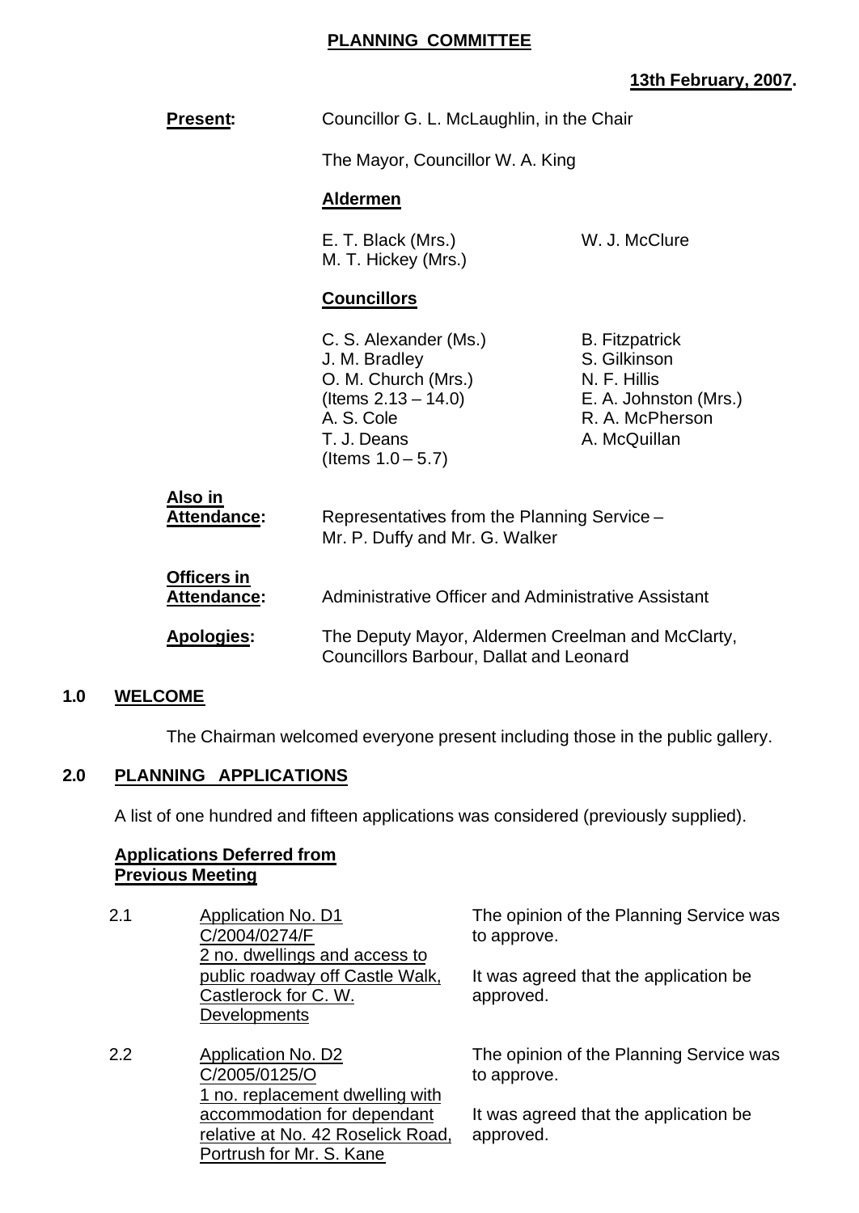# PLANNING COMMITTEE

**13th February, 2007.**

**Present:** Councillor G. L. McLaughlin, in the Chair

The Mayor, Councillor W. A. King

**Aldermen**

E. T. Black (Mrs.)
M. T. Hickey (Mrs.)
W. J. McClure

**Councillors**

C. S. Alexander (Ms.)
J. M. Bradley
O. M. Church (Mrs.) (Items 2.13 – 14.0)
A. S. Cole
T. J. Deans (Items 1.0 – 5.7)
B. Fitzpatrick
S. Gilkinson
N. F. Hillis
E. A. Johnston (Mrs.)
R. A. McPherson
A. McQuillan

**Also in Attendance:** Representatives from the Planning Service – Mr. P. Duffy and Mr. G. Walker

**Officers in Attendance:** Administrative Officer and Administrative Assistant

**Apologies:** The Deputy Mayor, Aldermen Creelman and McClarty, Councillors Barbour, Dallat and Leonard

## 1.0 WELCOME

The Chairman welcomed everyone present including those in the public gallery.

## 2.0 PLANNING APPLICATIONS

A list of one hundred and fifteen applications was considered (previously supplied).

**Applications Deferred from Previous Meeting**

| | | |
|---|---|---|
| 2.1 | Application No. D1<br>C/2004/0274/F<br>2 no. dwellings and access to public roadway off Castle Walk, Castlerock for C. W. Developments | The opinion of the Planning Service was to approve.<br><br>It was agreed that the application be approved. |
| 2.2 | Application No. D2<br>C/2005/0125/O<br>1 no. replacement dwelling with accommodation for dependant relative at No. 42 Roselick Road, Portrush for Mr. S. Kane | The opinion of the Planning Service was to approve.<br><br>It was agreed that the application be approved. |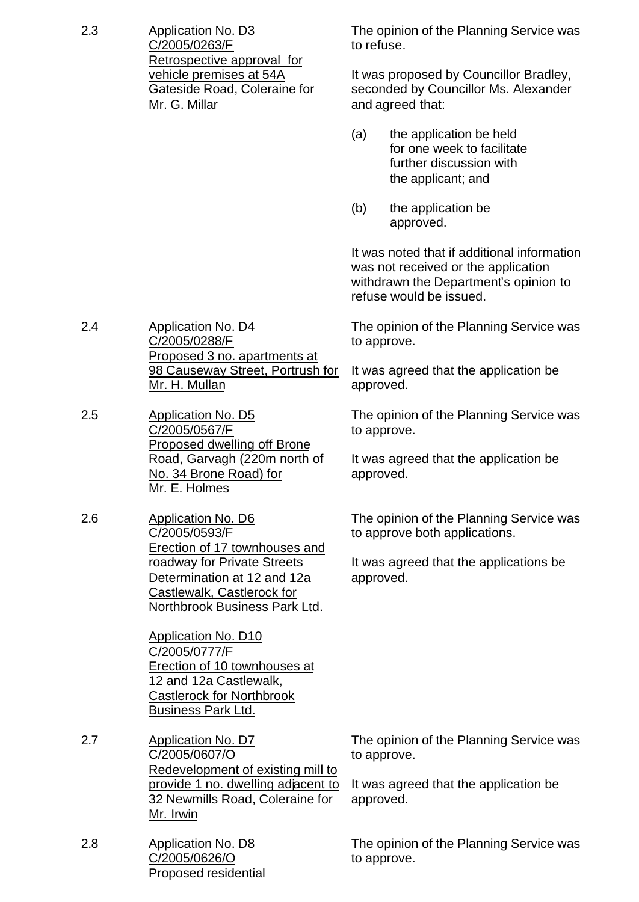2.3 **Application No. D3**
C/2005/0263/F
Retrospective approval for vehicle premises at 54A Gateside Road, Coleraine for Mr. G. Millar

The opinion of the Planning Service was to refuse.

It was proposed by Councillor Bradley, seconded by Councillor Ms. Alexander and agreed that:

(a) the application be held for one week to facilitate further discussion with the applicant; and

(b) the application be approved.

It was noted that if additional information was not received or the application withdrawn the Department's opinion to refuse would be issued.

2.4 **Application No. D4**
C/2005/0288/F
Proposed 3 no. apartments at 98 Causeway Street, Portrush for Mr. H. Mullan

The opinion of the Planning Service was to approve.

It was agreed that the application be approved.

2.5 **Application No. D5**
C/2005/0567/F
Proposed dwelling off Brone Road, Garvagh (220m north of No. 34 Brone Road) for Mr. E. Holmes

The opinion of the Planning Service was to approve.

It was agreed that the application be approved.

2.6 **Application No. D6**
C/2005/0593/F
Erection of 17 townhouses and roadway for Private Streets Determination at 12 and 12a Castlewalk, Castlerock for Northbrook Business Park Ltd.

**Application No. D10**
C/2005/0777/F
Erection of 10 townhouses at 12 and 12a Castlewalk, Castlerock for Northbrook Business Park Ltd.

The opinion of the Planning Service was to approve both applications.

It was agreed that the applications be approved.

2.7 **Application No. D7**
C/2005/0607/O
Redevelopment of existing mill to provide 1 no. dwelling adjacent to 32 Newmills Road, Coleraine for Mr. Irwin

The opinion of the Planning Service was to approve.

It was agreed that the application be approved.

2.8 **Application No. D8**
C/2005/0626/O
Proposed residential

The opinion of the Planning Service was to approve.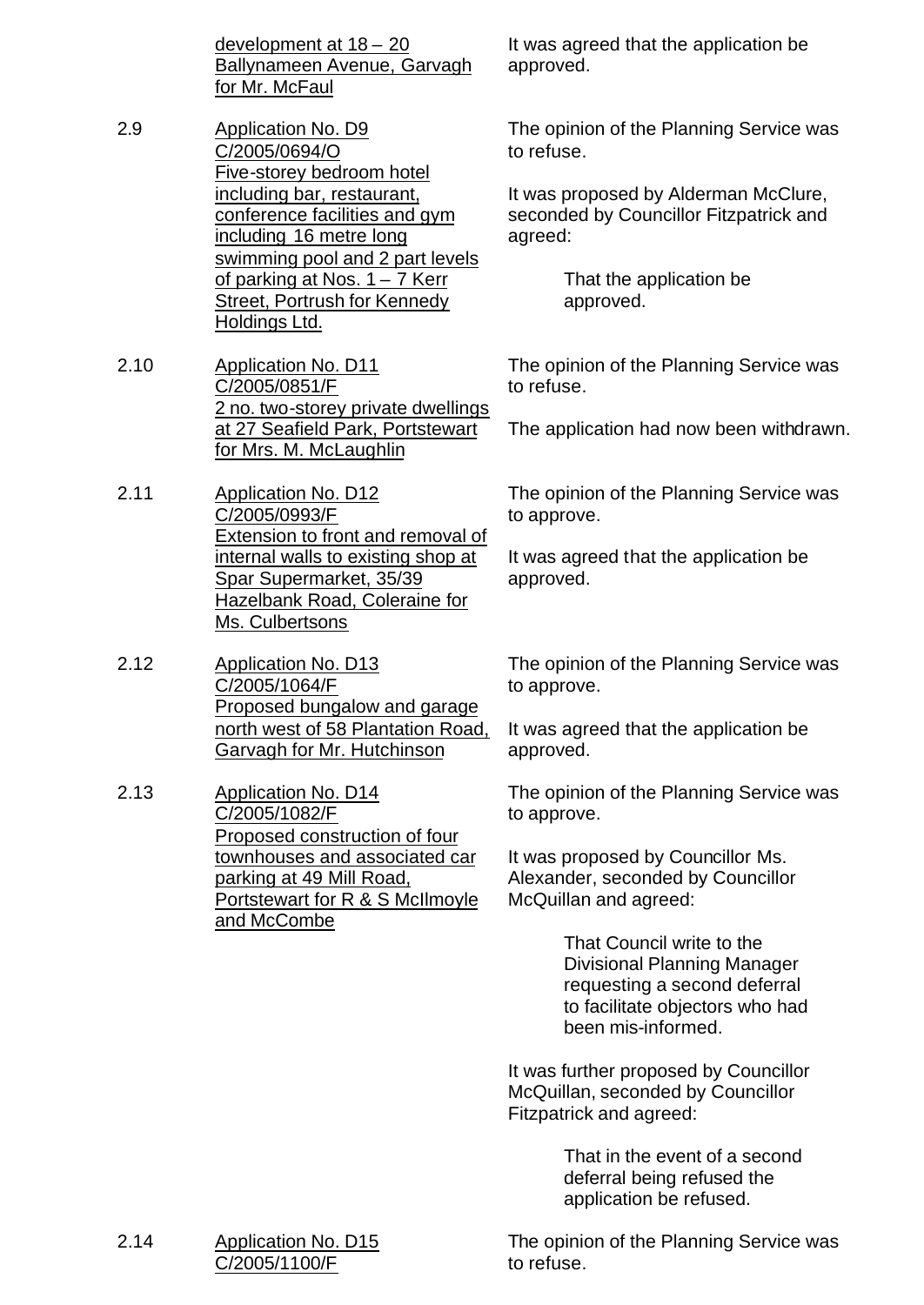development at 18 – 20 Ballynameen Avenue, Garvagh for Mr. McFaul

It was agreed that the application be approved.

2.9 Application No. D9 C/2005/0694/O Five-storey bedroom hotel including bar, restaurant, conference facilities and gym including 16 metre long swimming pool and 2 part levels of parking at Nos. 1 – 7 Kerr Street, Portrush for Kennedy Holdings Ltd.

The opinion of the Planning Service was to refuse.

It was proposed by Alderman McClure, seconded by Councillor Fitzpatrick and agreed:

> That the application be approved.

2.10 Application No. D11 C/2005/0851/F 2 no. two-storey private dwellings at 27 Seafield Park, Portstewart for Mrs. M. McLaughlin

The opinion of the Planning Service was to refuse.

The application had now been withdrawn.

2.11 Application No. D12 C/2005/0993/F Extension to front and removal of internal walls to existing shop at Spar Supermarket, 35/39 Hazelbank Road, Coleraine for Ms. Culbertsons

The opinion of the Planning Service was to approve.

It was agreed that the application be approved.

2.12 Application No. D13 C/2005/1064/F Proposed bungalow and garage north west of 58 Plantation Road, Garvagh for Mr. Hutchinson

The opinion of the Planning Service was to approve.

It was agreed that the application be approved.

2.13 Application No. D14 C/2005/1082/F Proposed construction of four townhouses and associated car parking at 49 Mill Road, Portstewart for R & S McIlmoyle and McCombe

The opinion of the Planning Service was to approve.

It was proposed by Councillor Ms. Alexander, seconded by Councillor McQuillan and agreed:

> That Council write to the Divisional Planning Manager requesting a second deferral to facilitate objectors who had been mis-informed.

It was further proposed by Councillor McQuillan, seconded by Councillor Fitzpatrick and agreed:

> That in the event of a second deferral being refused the application be refused.

2.14 Application No. D15 C/2005/1100/F

The opinion of the Planning Service was to refuse.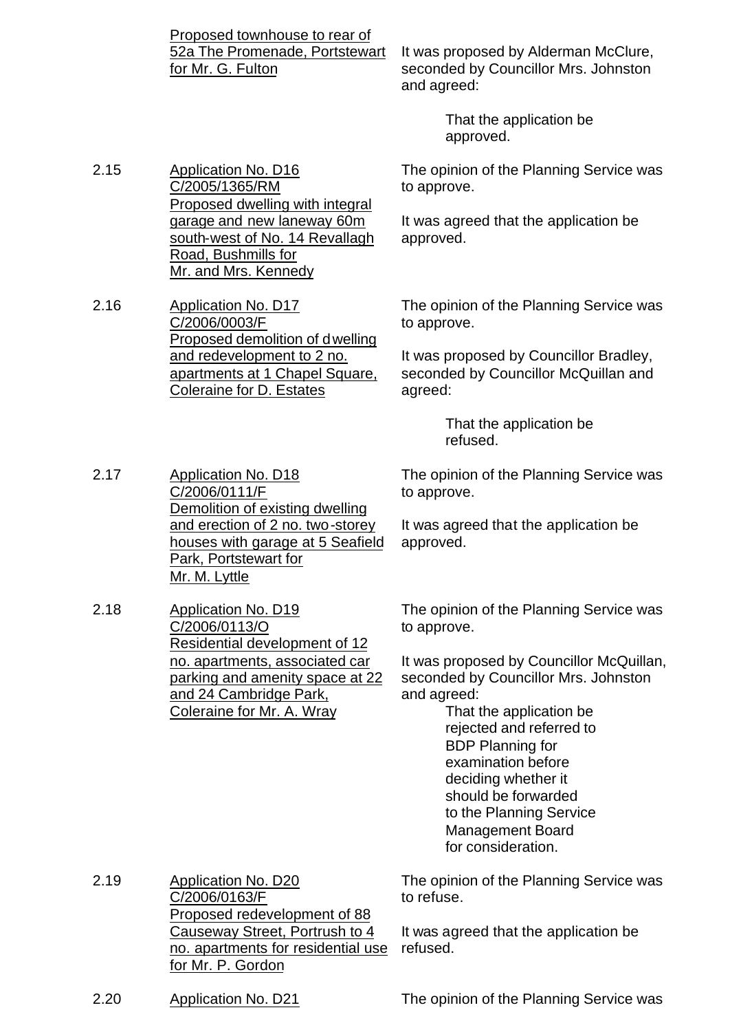| | | |
|---|---|---|
| | Proposed townhouse to rear of 52a The Promenade, Portstewart for Mr. G. Fulton | It was proposed by Alderman McClure, seconded by Councillor Mrs. Johnston and agreed:<br><br>That the application be approved. |
| 2.15 | Application No. D16 C/2005/1365/RM Proposed dwelling with integral garage and new laneway 60m south-west of No. 14 Revallagh Road, Bushmills for Mr. and Mrs. Kennedy | The opinion of the Planning Service was to approve.<br><br>It was agreed that the application be approved. |
| 2.16 | Application No. D17 C/2006/0003/F Proposed demolition of dwelling and redevelopment to 2 no. apartments at 1 Chapel Square, Coleraine for D. Estates | The opinion of the Planning Service was to approve.<br><br>It was proposed by Councillor Bradley, seconded by Councillor McQuillan and agreed:<br><br>That the application be refused. |
| 2.17 | Application No. D18 C/2006/0111/F Demolition of existing dwelling and erection of 2 no. two-storey houses with garage at 5 Seafield Park, Portstewart for Mr. M. Lyttle | The opinion of the Planning Service was to approve.<br><br>It was agreed that the application be approved. |
| 2.18 | Application No. D19 C/2006/0113/O Residential development of 12 no. apartments, associated car parking and amenity space at 22 and 24 Cambridge Park, Coleraine for Mr. A. Wray | The opinion of the Planning Service was to approve.<br><br>It was proposed by Councillor McQuillan, seconded by Councillor Mrs. Johnston and agreed:<br><br>That the application be rejected and referred to BDP Planning for examination before deciding whether it should be forwarded to the Planning Service Management Board for consideration. |
| 2.19 | Application No. D20 C/2006/0163/F Proposed redevelopment of 88 Causeway Street, Portrush to 4 no. apartments for residential use for Mr. P. Gordon | The opinion of the Planning Service was to refuse.<br><br>It was agreed that the application be refused. |
| 2.20 | Application No. D21 | The opinion of the Planning Service was |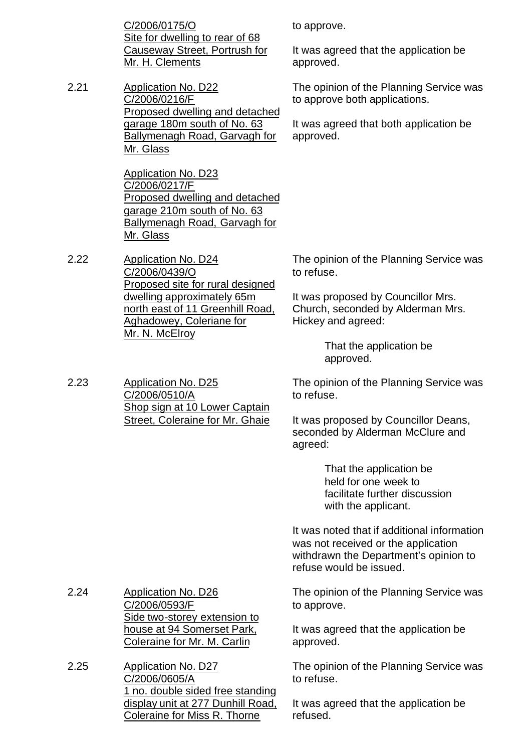| | | |
|---|---|---|
| | <u>C/2006/0175/O</u><br><u>Site for dwelling to rear of 68 Causeway Street, Portrush for Mr. H. Clements</u> | to approve.<br><br>It was agreed that the application be approved. |
| 2.21 | <u>Application No. D22</u><br><u>C/2006/0216/F</u><br><u>Proposed dwelling and detached garage 180m south of No. 63 Ballymenagh Road, Garvagh for Mr. Glass</u><br><br><u>Application No. D23</u><br><u>C/2006/0217/F</u><br><u>Proposed dwelling and detached garage 210m south of No. 63 Ballymenagh Road, Garvagh for Mr. Glass</u> | The opinion of the Planning Service was to approve both applications.<br><br>It was agreed that both application be approved. |
| 2.22 | <u>Application No. D24</u><br><u>C/2006/0439/O</u><br><u>Proposed site for rural designed dwelling approximately 65m north east of 11 Greenhill Road, Aghadowey, Coleriane for Mr. N. McElroy</u> | The opinion of the Planning Service was to refuse.<br><br>It was proposed by Councillor Mrs. Church, seconded by Alderman Mrs. Hickey and agreed:<br><br>That the application be approved. |
| 2.23 | <u>Application No. D25</u><br><u>C/2006/0510/A</u><br><u>Shop sign at 10 Lower Captain Street, Coleraine for Mr. Ghaie</u> | The opinion of the Planning Service was to refuse.<br><br>It was proposed by Councillor Deans, seconded by Alderman McClure and agreed:<br><br>That the application be held for one week to facilitate further discussion with the applicant.<br><br>It was noted that if additional information was not received or the application withdrawn the Department's opinion to refuse would be issued. |
| 2.24 | <u>Application No. D26</u><br><u>C/2006/0593/F</u><br><u>Side two-storey extension to house at 94 Somerset Park, Coleraine for Mr. M. Carlin</u> | The opinion of the Planning Service was to approve.<br><br>It was agreed that the application be approved. |
| 2.25 | <u>Application No. D27</u><br><u>C/2006/0605/A</u><br><u>1 no. double sided free standing display unit at 277 Dunhill Road, Coleraine for Miss R. Thorne</u> | The opinion of the Planning Service was to refuse.<br><br>It was agreed that the application be refused. |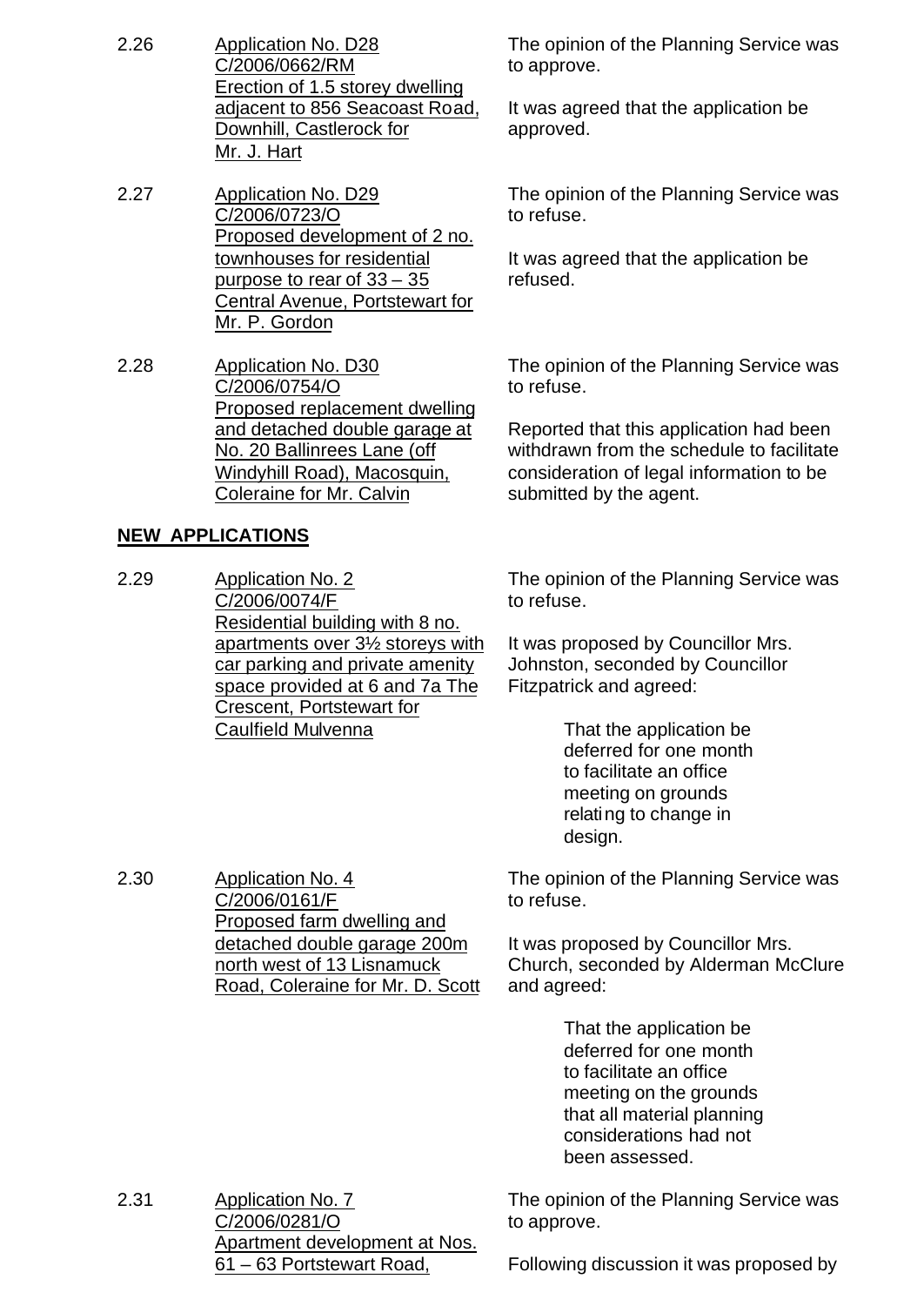2.26 Application No. D28
C/2006/0662/RM
Erection of 1.5 storey dwelling adjacent to 856 Seacoast Road, Downhill, Castlerock for Mr. J. Hart

The opinion of the Planning Service was to approve.

It was agreed that the application be approved.

2.27 Application No. D29
C/2006/0723/O
Proposed development of 2 no. townhouses for residential purpose to rear of 33 – 35 Central Avenue, Portstewart for Mr. P. Gordon

The opinion of the Planning Service was to refuse.

It was agreed that the application be refused.

2.28 Application No. D30
C/2006/0754/O
Proposed replacement dwelling and detached double garage at No. 20 Ballinrees Lane (off Windyhill Road), Macosquin, Coleraine for Mr. Calvin

The opinion of the Planning Service was to refuse.

Reported that this application had been withdrawn from the schedule to facilitate consideration of legal information to be submitted by the agent.

**NEW APPLICATIONS**

2.29 Application No. 2
C/2006/0074/F
Residential building with 8 no. apartments over 3½ storeys with car parking and private amenity space provided at 6 and 7a The Crescent, Portstewart for Caulfield Mulvenna

The opinion of the Planning Service was to refuse.

It was proposed by Councillor Mrs. Johnston, seconded by Councillor Fitzpatrick and agreed:

> That the application be deferred for one month to facilitate an office meeting on grounds relating to change in design.

2.30 Application No. 4
C/2006/0161/F
Proposed farm dwelling and detached double garage 200m north west of 13 Lisnamuck Road, Coleraine for Mr. D. Scott

The opinion of the Planning Service was to refuse.

It was proposed by Councillor Mrs. Church, seconded by Alderman McClure and agreed:

> That the application be deferred for one month to facilitate an office meeting on the grounds that all material planning considerations had not been assessed.

2.31 Application No. 7
C/2006/0281/O
Apartment development at Nos. 61 – 63 Portstewart Road,

The opinion of the Planning Service was to approve.

Following discussion it was proposed by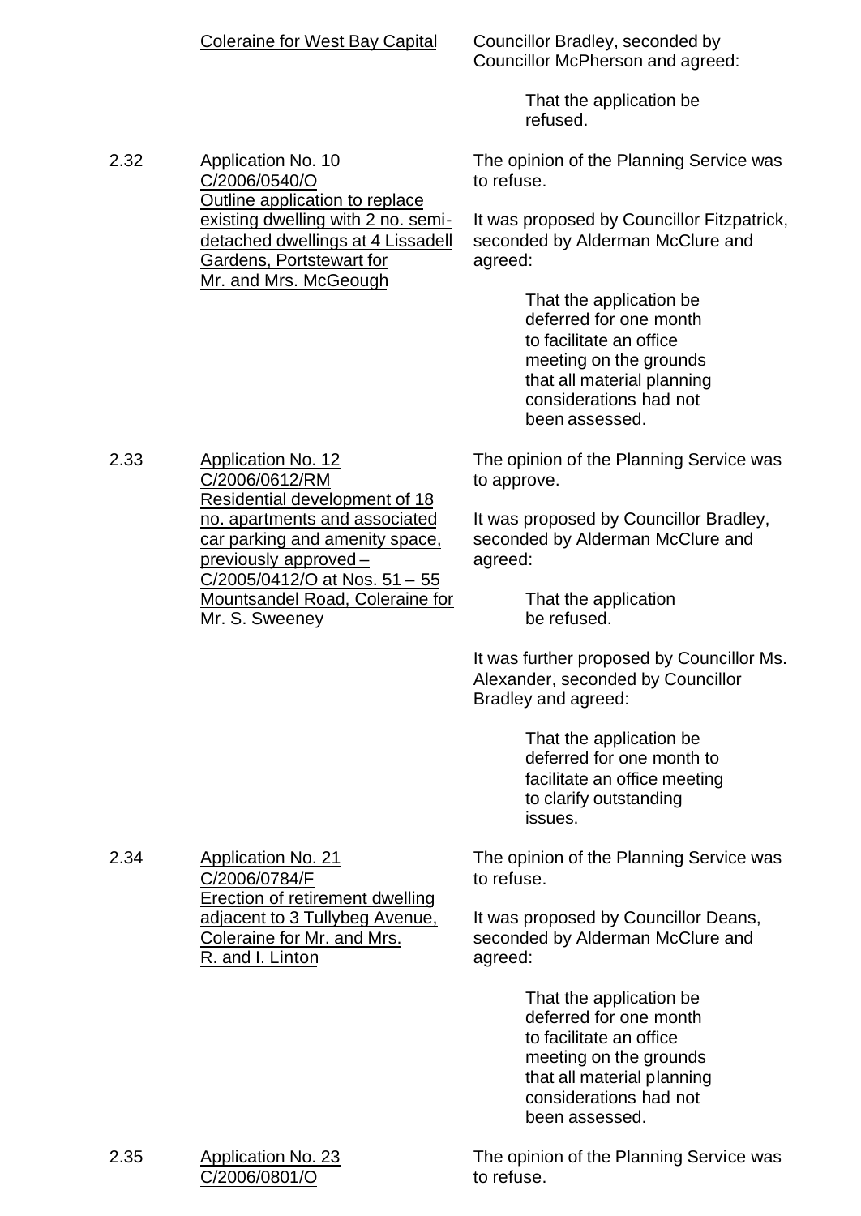| | | |
|---|---|---|
| | Coleraine for West Bay Capital | Councillor Bradley, seconded by Councillor McPherson and agreed:<br><br>That the application be refused. |
| 2.32 | Application No. 10<br>C/2006/0540/O<br>Outline application to replace existing dwelling with 2 no. semi-detached dwellings at 4 Lissadell Gardens, Portstewart for Mr. and Mrs. McGeough | The opinion of the Planning Service was to refuse.<br><br>It was proposed by Councillor Fitzpatrick, seconded by Alderman McClure and agreed:<br><br>That the application be deferred for one month to facilitate an office meeting on the grounds that all material planning considerations had not been assessed. |
| 2.33 | Application No. 12<br>C/2006/0612/RM<br>Residential development of 18 no. apartments and associated car parking and amenity space, previously approved – C/2005/0412/O at Nos. 51 – 55 Mountsandel Road, Coleraine for Mr. S. Sweeney | The opinion of the Planning Service was to approve.<br><br>It was proposed by Councillor Bradley, seconded by Alderman McClure and agreed:<br><br>That the application be refused.<br><br>It was further proposed by Councillor Ms. Alexander, seconded by Councillor Bradley and agreed:<br><br>That the application be deferred for one month to facilitate an office meeting to clarify outstanding issues. |
| 2.34 | Application No. 21<br>C/2006/0784/F<br>Erection of retirement dwelling adjacent to 3 Tullybeg Avenue, Coleraine for Mr. and Mrs. R. and I. Linton | The opinion of the Planning Service was to refuse.<br><br>It was proposed by Councillor Deans, seconded by Alderman McClure and agreed:<br><br>That the application be deferred for one month to facilitate an office meeting on the grounds that all material planning considerations had not been assessed. |
| 2.35 | Application No. 23<br>C/2006/0801/O | The opinion of the Planning Service was to refuse. |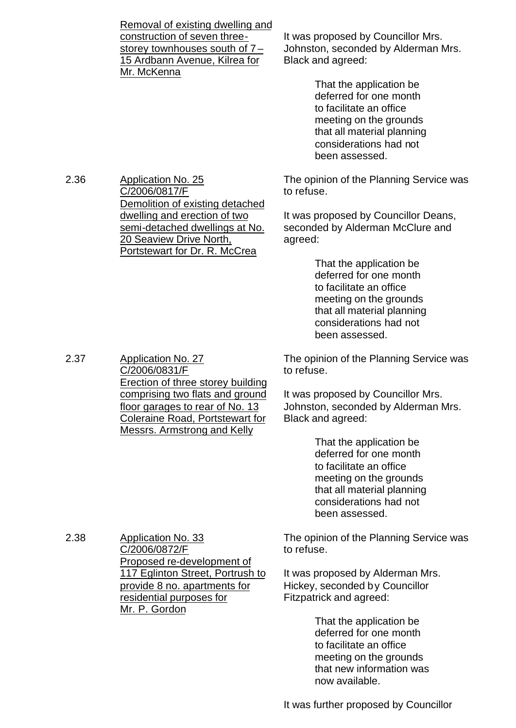Removal of existing dwelling and construction of seven three-storey townhouses south of 7 – 15 Ardbann Avenue, Kilrea for Mr. McKenna

It was proposed by Councillor Mrs. Johnston, seconded by Alderman Mrs. Black and agreed:

> That the application be deferred for one month to facilitate an office meeting on the grounds that all material planning considerations had not been assessed.

2.36 Application No. 25 C/2006/0817/F Demolition of existing detached dwelling and erection of two semi-detached dwellings at No. 20 Seaview Drive North, Portstewart for Dr. R. McCrea

The opinion of the Planning Service was to refuse.

It was proposed by Councillor Deans, seconded by Alderman McClure and agreed:

> That the application be deferred for one month to facilitate an office meeting on the grounds that all material planning considerations had not been assessed.

2.37 Application No. 27 C/2006/0831/F Erection of three storey building comprising two flats and ground floor garages to rear of No. 13 Coleraine Road, Portstewart for Messrs. Armstrong and Kelly

The opinion of the Planning Service was to refuse.

It was proposed by Councillor Mrs. Johnston, seconded by Alderman Mrs. Black and agreed:

> That the application be deferred for one month to facilitate an office meeting on the grounds that all material planning considerations had not been assessed.

2.38 Application No. 33 C/2006/0872/F Proposed re-development of 117 Eglinton Street, Portrush to provide 8 no. apartments for residential purposes for Mr. P. Gordon

The opinion of the Planning Service was to refuse.

It was proposed by Alderman Mrs. Hickey, seconded by Councillor Fitzpatrick and agreed:

> That the application be deferred for one month to facilitate an office meeting on the grounds that new information was now available.

It was further proposed by Councillor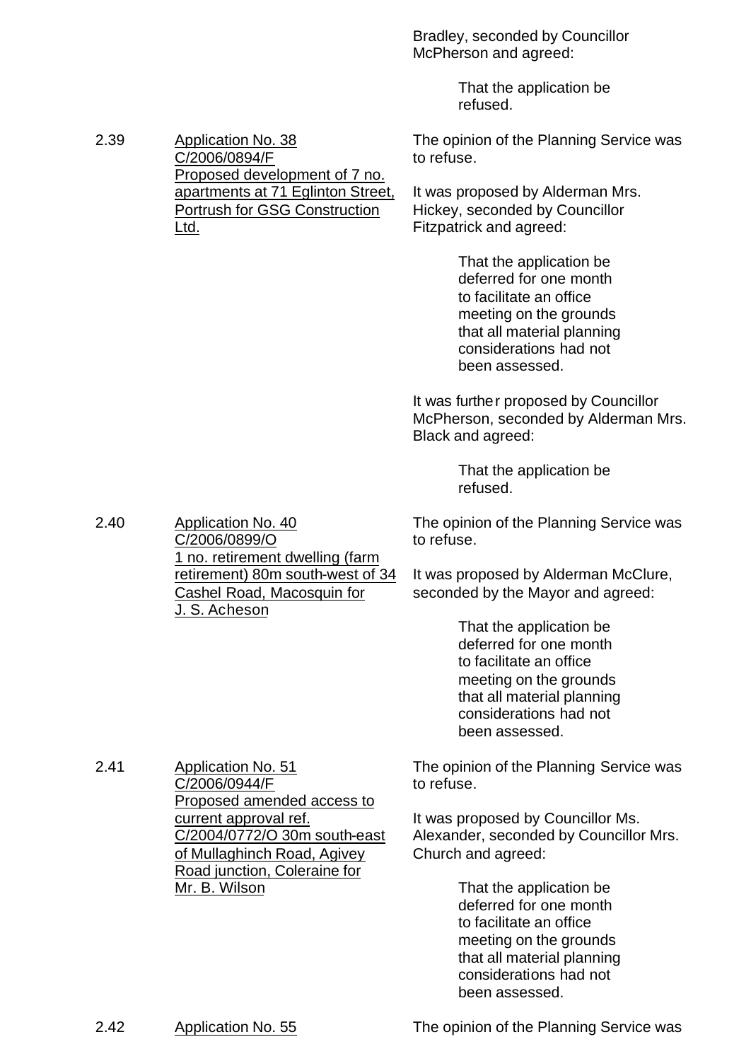Bradley, seconded by Councillor McPherson and agreed:

> That the application be refused.

2.39 Application No. 38
C/2006/0894/F
Proposed development of 7 no. apartments at 71 Eglinton Street, Portrush for GSG Construction Ltd.

The opinion of the Planning Service was to refuse.

It was proposed by Alderman Mrs. Hickey, seconded by Councillor Fitzpatrick and agreed:

> That the application be deferred for one month to facilitate an office meeting on the grounds that all material planning considerations had not been assessed.

It was further proposed by Councillor McPherson, seconded by Alderman Mrs. Black and agreed:

> That the application be refused.

2.40 Application No. 40
C/2006/0899/O
1 no. retirement dwelling (farm retirement) 80m south-west of 34 Cashel Road, Macosquin for J. S. Acheson

The opinion of the Planning Service was to refuse.

It was proposed by Alderman McClure, seconded by the Mayor and agreed:

> That the application be deferred for one month to facilitate an office meeting on the grounds that all material planning considerations had not been assessed.

2.41 Application No. 51
C/2006/0944/F
Proposed amended access to current approval ref. C/2004/0772/O 30m south-east of Mullaghinch Road, Agivey Road junction, Coleraine for Mr. B. Wilson

The opinion of the Planning Service was to refuse.

It was proposed by Councillor Ms. Alexander, seconded by Councillor Mrs. Church and agreed:

> That the application be deferred for one month to facilitate an office meeting on the grounds that all material planning considerations had not been assessed.

2.42 Application No. 55

The opinion of the Planning Service was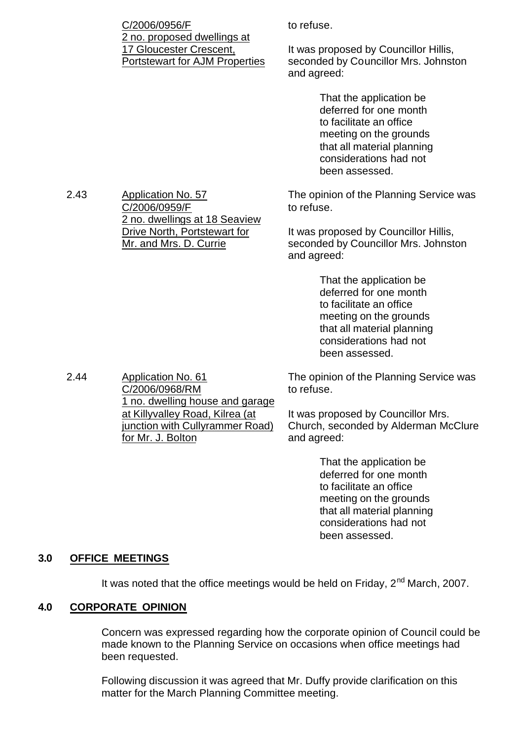C/2006/0956/F
2 no. proposed dwellings at 17 Gloucester Crescent, Portstewart for AJM Properties

to refuse.

It was proposed by Councillor Hillis, seconded by Councillor Mrs. Johnston and agreed:

> That the application be deferred for one month to facilitate an office meeting on the grounds that all material planning considerations had not been assessed.

2.43 Application No. 57
C/2006/0959/F
2 no. dwellings at 18 Seaview Drive North, Portstewart for Mr. and Mrs. D. Currie

The opinion of the Planning Service was to refuse.

It was proposed by Councillor Hillis, seconded by Councillor Mrs. Johnston and agreed:

> That the application be deferred for one month to facilitate an office meeting on the grounds that all material planning considerations had not been assessed.

2.44 Application No. 61
C/2006/0968/RM
1 no. dwelling house and garage at Killyvalley Road, Kilrea (at junction with Cullyrammer Road) for Mr. J. Bolton

The opinion of the Planning Service was to refuse.

It was proposed by Councillor Mrs. Church, seconded by Alderman McClure and agreed:

> That the application be deferred for one month to facilitate an office meeting on the grounds that all material planning considerations had not been assessed.

## 3.0 OFFICE MEETINGS

It was noted that the office meetings would be held on Friday, 2nd March, 2007.

## 4.0 CORPORATE OPINION

Concern was expressed regarding how the corporate opinion of Council could be made known to the Planning Service on occasions when office meetings had been requested.

Following discussion it was agreed that Mr. Duffy provide clarification on this matter for the March Planning Committee meeting.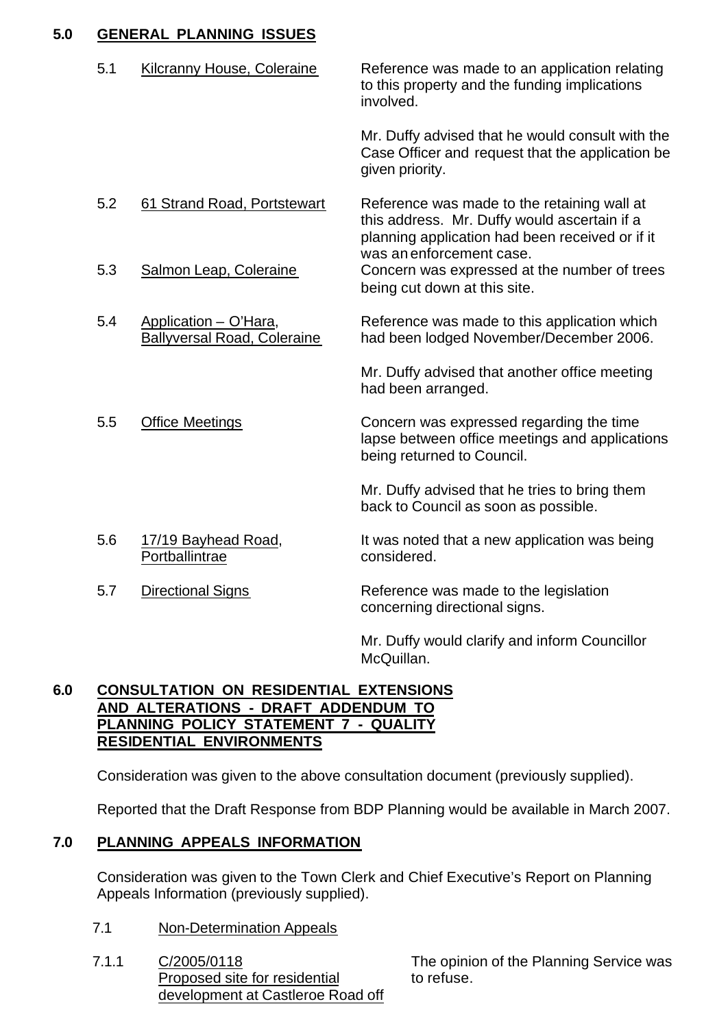## 5.0 GENERAL PLANNING ISSUES

| | | |
|---|---|---|
| 5.1 | Kilcranny House, Coleraine | Reference was made to an application relating to this property and the funding implications involved.<br><br>Mr. Duffy advised that he would consult with the Case Officer and request that the application be given priority. |
| 5.2 | 61 Strand Road, Portstewart | Reference was made to the retaining wall at this address. Mr. Duffy would ascertain if a planning application had been received or if it was an enforcement case. |
| 5.3 | Salmon Leap, Coleraine | Concern was expressed at the number of trees being cut down at this site. |
| 5.4 | Application – O'Hara, Ballyversal Road, Coleraine | Reference was made to this application which had been lodged November/December 2006.<br><br>Mr. Duffy advised that another office meeting had been arranged. |
| 5.5 | Office Meetings | Concern was expressed regarding the time lapse between office meetings and applications being returned to Council.<br><br>Mr. Duffy advised that he tries to bring them back to Council as soon as possible. |
| 5.6 | 17/19 Bayhead Road, Portballintrae | It was noted that a new application was being considered. |
| 5.7 | Directional Signs | Reference was made to the legislation concerning directional signs.<br><br>Mr. Duffy would clarify and inform Councillor McQuillan. |

## 6.0 CONSULTATION ON RESIDENTIAL EXTENSIONS AND ALTERATIONS - DRAFT ADDENDUM TO PLANNING POLICY STATEMENT 7 - QUALITY RESIDENTIAL ENVIRONMENTS

Consideration was given to the above consultation document (previously supplied).

Reported that the Draft Response from BDP Planning would be available in March 2007.

## 7.0 PLANNING APPEALS INFORMATION

Consideration was given to the Town Clerk and Chief Executive's Report on Planning Appeals Information (previously supplied).

7.1 Non-Determination Appeals

| | | |
|---|---|---|
| 7.1.1 | C/2005/0118<br>Proposed site for residential development at Castleroe Road off | The opinion of the Planning Service was to refuse. |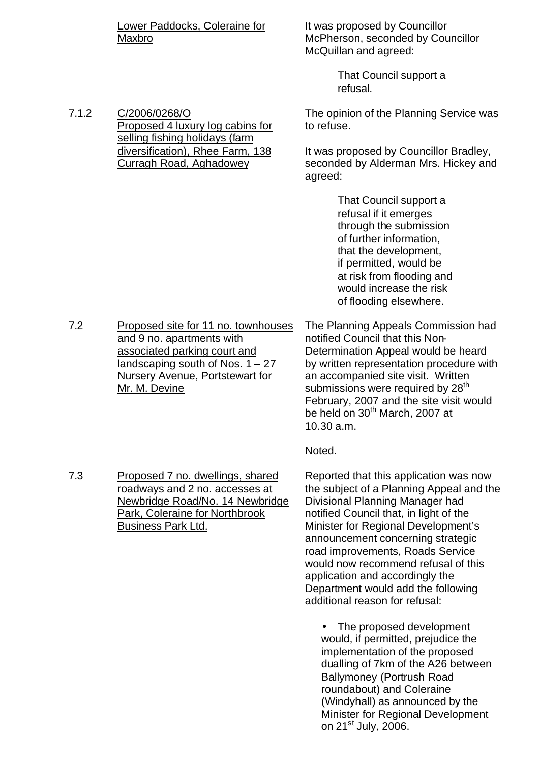Lower Paddocks, Coleraine for Maxbro

It was proposed by Councillor McPherson, seconded by Councillor McQuillan and agreed:

> That Council support a refusal.

7.1.2 C/2006/0268/O
Proposed 4 luxury log cabins for selling fishing holidays (farm diversification), Rhee Farm, 138 Curragh Road, Aghadowey

The opinion of the Planning Service was to refuse.

It was proposed by Councillor Bradley, seconded by Alderman Mrs. Hickey and agreed:

> That Council support a refusal if it emerges through the submission of further information, that the development, if permitted, would be at risk from flooding and would increase the risk of flooding elsewhere.

7.2 Proposed site for 11 no. townhouses and 9 no. apartments with associated parking court and landscaping south of Nos. 1 – 27 Nursery Avenue, Portstewart for Mr. M. Devine

The Planning Appeals Commission had notified Council that this Non-Determination Appeal would be heard by written representation procedure with an accompanied site visit. Written submissions were required by 28th February, 2007 and the site visit would be held on 30th March, 2007 at 10.30 a.m.

Noted.

7.3 Proposed 7 no. dwellings, shared roadways and 2 no. accesses at Newbridge Road/No. 14 Newbridge Park, Coleraine for Northbrook Business Park Ltd.

Reported that this application was now the subject of a Planning Appeal and the Divisional Planning Manager had notified Council that, in light of the Minister for Regional Development's announcement concerning strategic road improvements, Roads Service would now recommend refusal of this application and accordingly the Department would add the following additional reason for refusal:

- The proposed development would, if permitted, prejudice the implementation of the proposed dualling of 7km of the A26 between Ballymoney (Portrush Road roundabout) and Coleraine (Windyhall) as announced by the Minister for Regional Development on 21st July, 2006.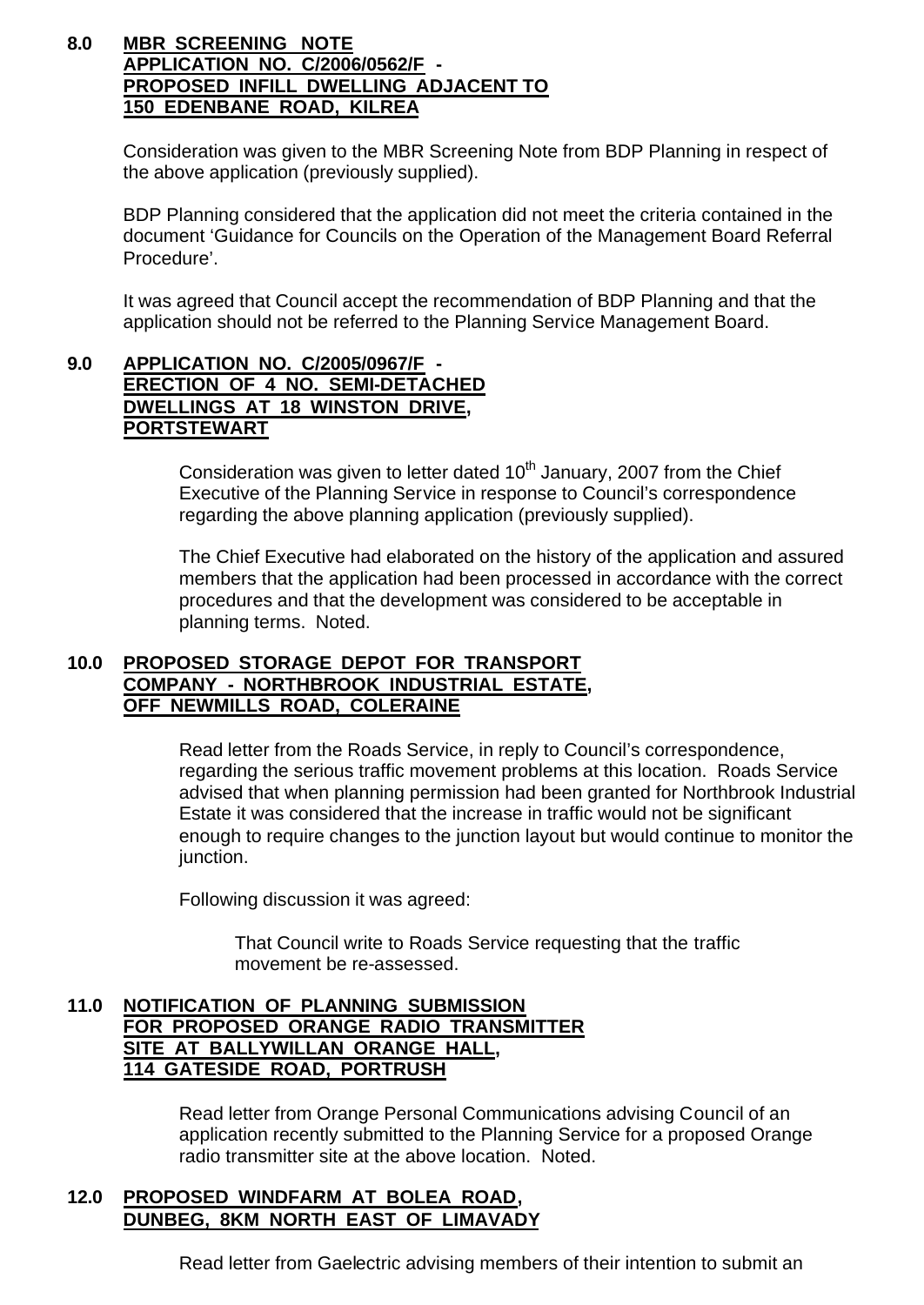## 8.0 MBR SCREENING NOTE APPLICATION NO. C/2006/0562/F - PROPOSED INFILL DWELLING ADJACENT TO 150 EDENBANE ROAD, KILREA

Consideration was given to the MBR Screening Note from BDP Planning in respect of the above application (previously supplied).

BDP Planning considered that the application did not meet the criteria contained in the document 'Guidance for Councils on the Operation of the Management Board Referral Procedure'.

It was agreed that Council accept the recommendation of BDP Planning and that the application should not be referred to the Planning Service Management Board.

## 9.0 APPLICATION NO. C/2005/0967/F - ERECTION OF 4 NO. SEMI-DETACHED DWELLINGS AT 18 WINSTON DRIVE, PORTSTEWART

Consideration was given to letter dated 10th January, 2007 from the Chief Executive of the Planning Service in response to Council's correspondence regarding the above planning application (previously supplied).

The Chief Executive had elaborated on the history of the application and assured members that the application had been processed in accordance with the correct procedures and that the development was considered to be acceptable in planning terms. Noted.

## 10.0 PROPOSED STORAGE DEPOT FOR TRANSPORT COMPANY - NORTHBROOK INDUSTRIAL ESTATE, OFF NEWMILLS ROAD, COLERAINE

Read letter from the Roads Service, in reply to Council's correspondence, regarding the serious traffic movement problems at this location. Roads Service advised that when planning permission had been granted for Northbrook Industrial Estate it was considered that the increase in traffic would not be significant enough to require changes to the junction layout but would continue to monitor the junction.

Following discussion it was agreed:

> That Council write to Roads Service requesting that the traffic movement be re-assessed.

## 11.0 NOTIFICATION OF PLANNING SUBMISSION FOR PROPOSED ORANGE RADIO TRANSMITTER SITE AT BALLYWILLAN ORANGE HALL, 114 GATESIDE ROAD, PORTRUSH

Read letter from Orange Personal Communications advising Council of an application recently submitted to the Planning Service for a proposed Orange radio transmitter site at the above location. Noted.

## 12.0 PROPOSED WINDFARM AT BOLEA ROAD, DUNBEG, 8KM NORTH EAST OF LIMAVADY

Read letter from Gaelectric advising members of their intention to submit an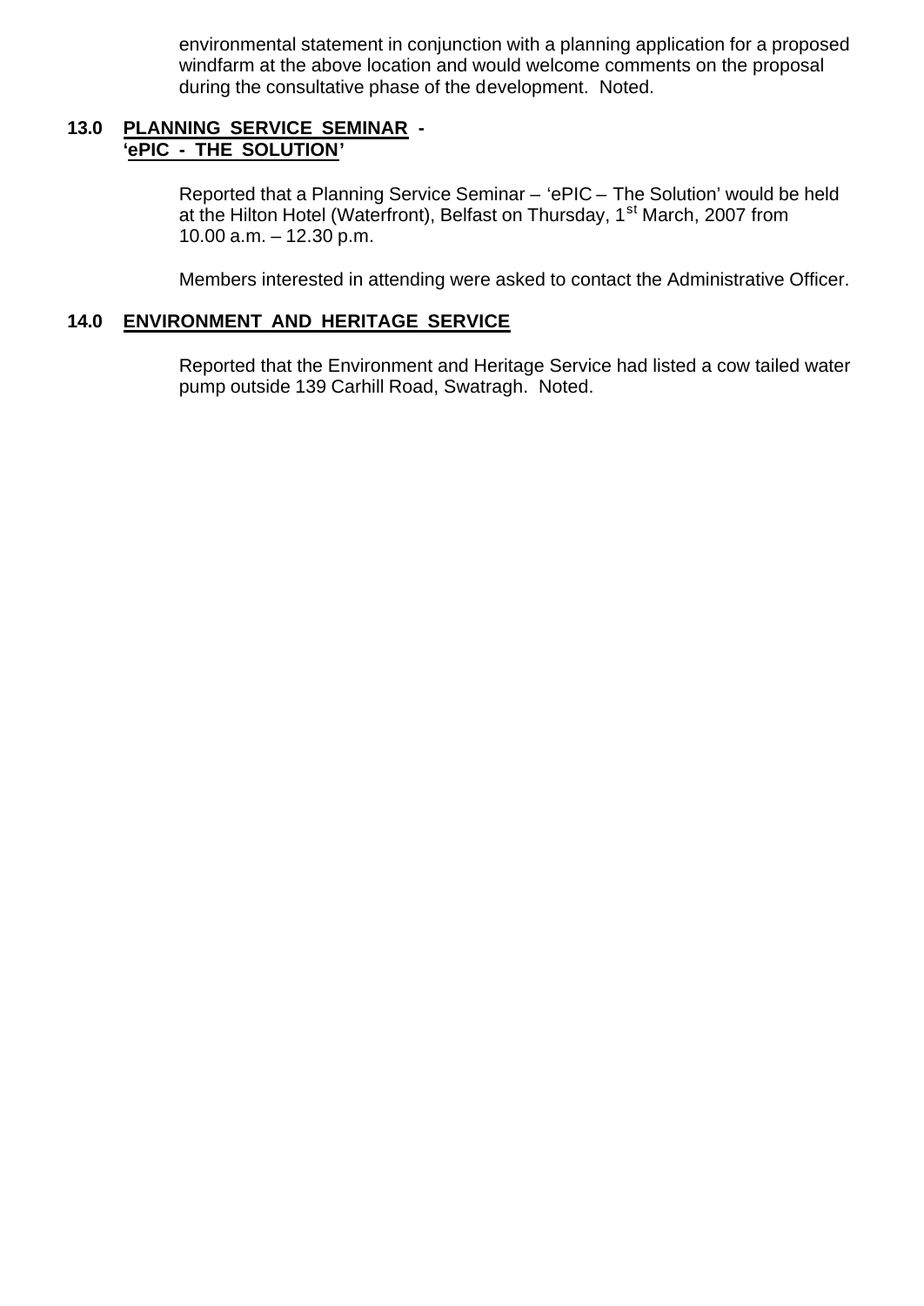environmental statement in conjunction with a planning application for a proposed windfarm at the above location and would welcome comments on the proposal during the consultative phase of the development. Noted.

## 13.0 PLANNING SERVICE SEMINAR - 'ePIC - THE SOLUTION'

Reported that a Planning Service Seminar – 'ePIC – The Solution' would be held at the Hilton Hotel (Waterfront), Belfast on Thursday, 1st March, 2007 from 10.00 a.m. – 12.30 p.m.

Members interested in attending were asked to contact the Administrative Officer.

## 14.0 ENVIRONMENT AND HERITAGE SERVICE

Reported that the Environment and Heritage Service had listed a cow tailed water pump outside 139 Carhill Road, Swatragh. Noted.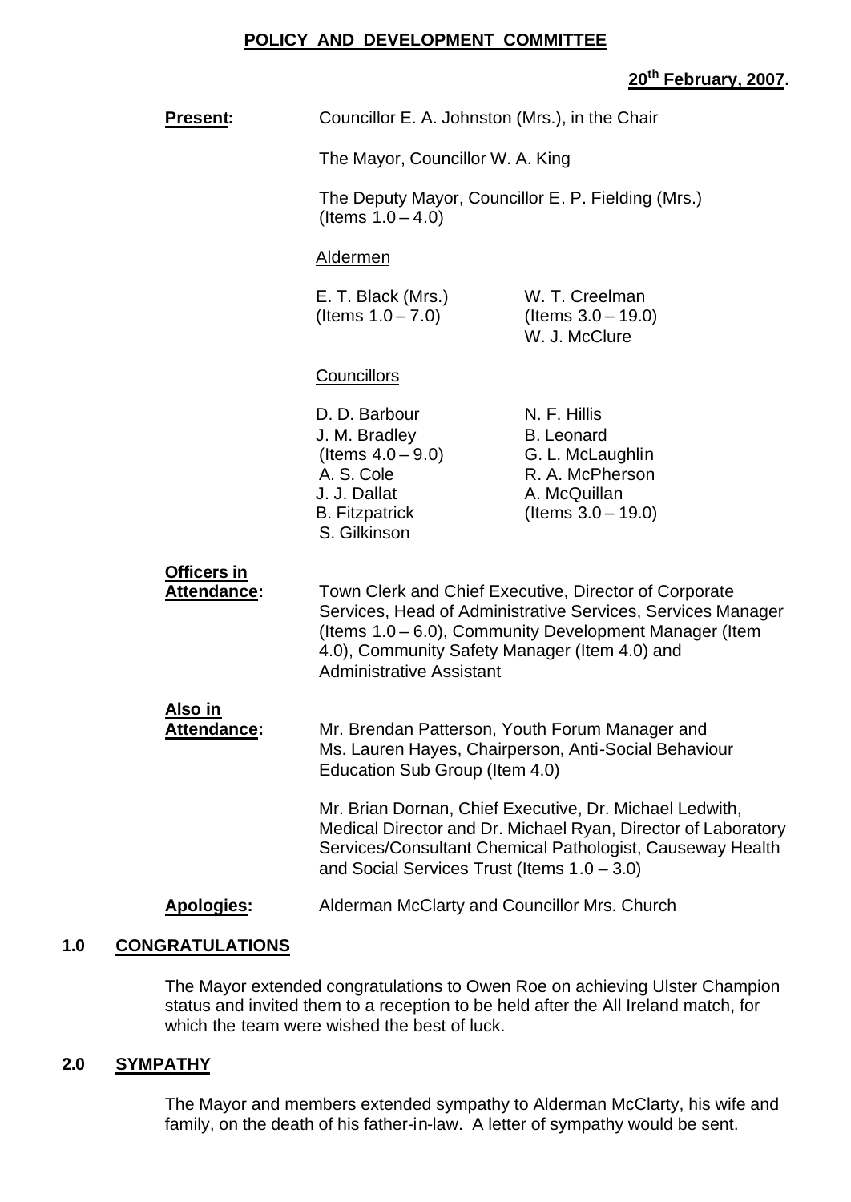## POLICY AND DEVELOPMENT COMMITTEE

**20th February, 2007.**

**Present:** Councillor E. A. Johnston (Mrs.), in the Chair

The Mayor, Councillor W. A. King

The Deputy Mayor, Councillor E. P. Fielding (Mrs.) (Items 1.0 – 4.0)

Aldermen

E. T. Black (Mrs.) (Items 1.0 – 7.0)
W. T. Creelman (Items 3.0 – 19.0)
W. J. McClure

Councillors

D. D. Barbour
J. M. Bradley (Items 4.0 – 9.0)
A. S. Cole
J. J. Dallat
B. Fitzpatrick
S. Gilkinson
N. F. Hillis
B. Leonard
G. L. McLaughlin
R. A. McPherson
A. McQuillan (Items 3.0 – 19.0)

**Officers in Attendance:** Town Clerk and Chief Executive, Director of Corporate Services, Head of Administrative Services, Services Manager (Items 1.0 – 6.0), Community Development Manager (Item 4.0), Community Safety Manager (Item 4.0) and Administrative Assistant

**Also in Attendance:** Mr. Brendan Patterson, Youth Forum Manager and Ms. Lauren Hayes, Chairperson, Anti-Social Behaviour Education Sub Group (Item 4.0)

Mr. Brian Dornan, Chief Executive, Dr. Michael Ledwith, Medical Director and Dr. Michael Ryan, Director of Laboratory Services/Consultant Chemical Pathologist, Causeway Health and Social Services Trust (Items 1.0 – 3.0)

**Apologies:** Alderman McClarty and Councillor Mrs. Church

### 1.0 CONGRATULATIONS

The Mayor extended congratulations to Owen Roe on achieving Ulster Champion status and invited them to a reception to be held after the All Ireland match, for which the team were wished the best of luck.

### 2.0 SYMPATHY

The Mayor and members extended sympathy to Alderman McClarty, his wife and family, on the death of his father-in-law. A letter of sympathy would be sent.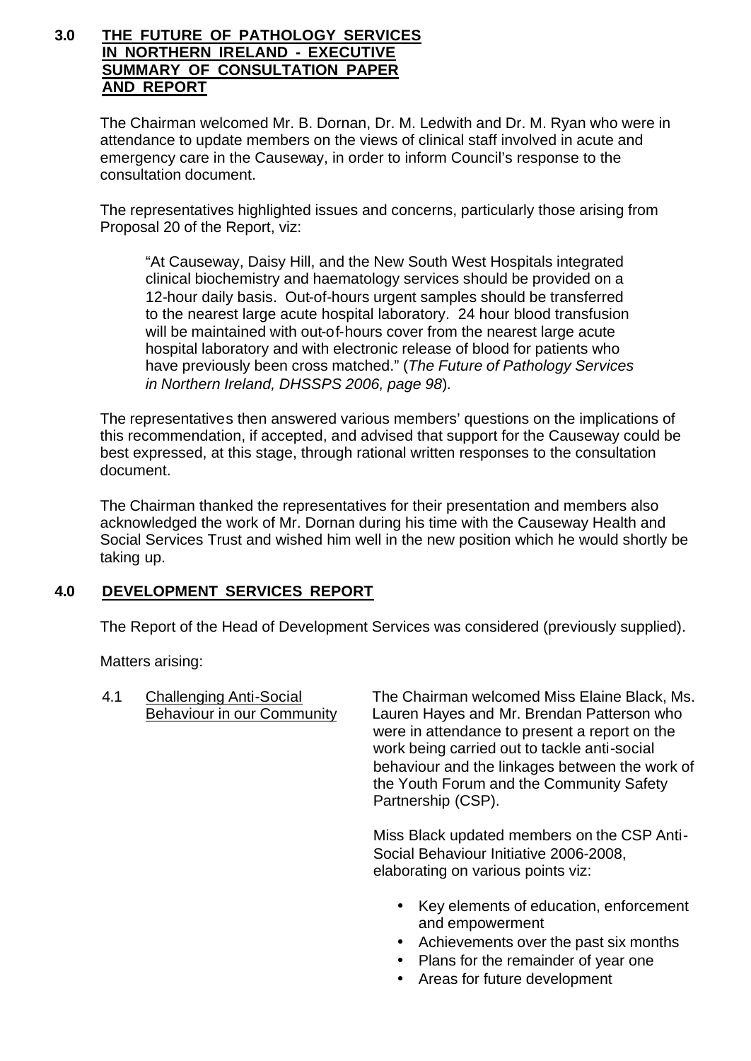## 3.0 THE FUTURE OF PATHOLOGY SERVICES IN NORTHERN IRELAND - EXECUTIVE SUMMARY OF CONSULTATION PAPER AND REPORT

The Chairman welcomed Mr. B. Dornan, Dr. M. Ledwith and Dr. M. Ryan who were in attendance to update members on the views of clinical staff involved in acute and emergency care in the Causeway, in order to inform Council's response to the consultation document.

The representatives highlighted issues and concerns, particularly those arising from Proposal 20 of the Report, viz:

> "At Causeway, Daisy Hill, and the New South West Hospitals integrated clinical biochemistry and haematology services should be provided on a 12-hour daily basis. Out-of-hours urgent samples should be transferred to the nearest large acute hospital laboratory. 24 hour blood transfusion will be maintained with out-of-hours cover from the nearest large acute hospital laboratory and with electronic release of blood for patients who have previously been cross matched." (*The Future of Pathology Services in Northern Ireland, DHSSPS 2006, page 98*).

The representatives then answered various members' questions on the implications of this recommendation, if accepted, and advised that support for the Causeway could be best expressed, at this stage, through rational written responses to the consultation document.

The Chairman thanked the representatives for their presentation and members also acknowledged the work of Mr. Dornan during his time with the Causeway Health and Social Services Trust and wished him well in the new position which he would shortly be taking up.

## 4.0 DEVELOPMENT SERVICES REPORT

The Report of the Head of Development Services was considered (previously supplied).

Matters arising:

4.1 Challenging Anti-Social Behaviour in our Community

The Chairman welcomed Miss Elaine Black, Ms. Lauren Hayes and Mr. Brendan Patterson who were in attendance to present a report on the work being carried out to tackle anti-social behaviour and the linkages between the work of the Youth Forum and the Community Safety Partnership (CSP).

Miss Black updated members on the CSP Anti-Social Behaviour Initiative 2006-2008, elaborating on various points viz:

- Key elements of education, enforcement and empowerment
- Achievements over the past six months
- Plans for the remainder of year one
- Areas for future development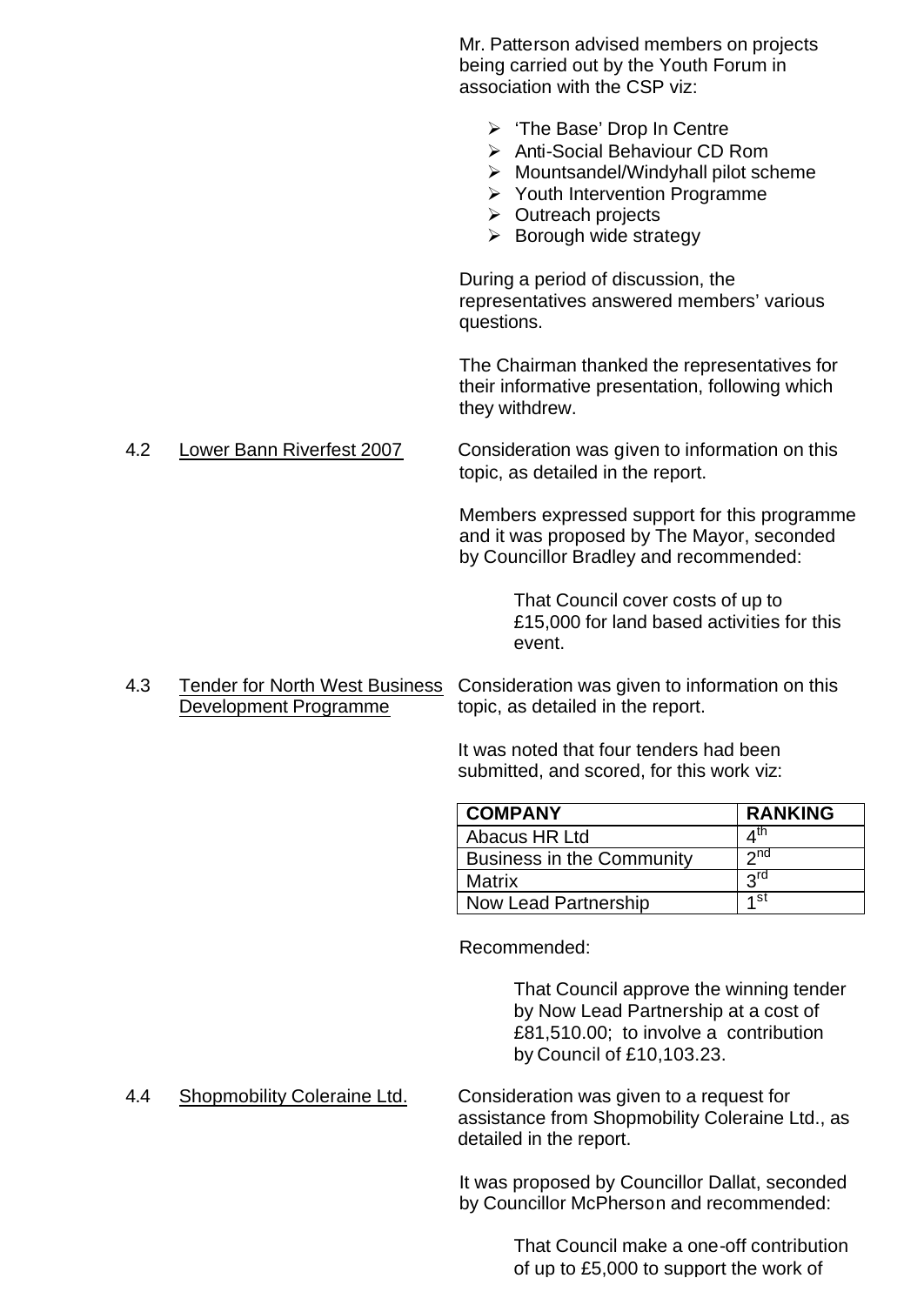Mr. Patterson advised members on projects being carried out by the Youth Forum in association with the CSP viz:

- 'The Base' Drop In Centre
- Anti-Social Behaviour CD Rom
- Mountsandel/Windyhall pilot scheme
- Youth Intervention Programme
- Outreach projects
- Borough wide strategy

During a period of discussion, the representatives answered members' various questions.

The Chairman thanked the representatives for their informative presentation, following which they withdrew.

4.2 Lower Bann Riverfest 2007

Consideration was given to information on this topic, as detailed in the report.

Members expressed support for this programme and it was proposed by The Mayor, seconded by Councillor Bradley and recommended:

> That Council cover costs of up to £15,000 for land based activities for this event.

4.3 Tender for North West Business Development Programme

Consideration was given to information on this topic, as detailed in the report.

It was noted that four tenders had been submitted, and scored, for this work viz:

| COMPANY | RANKING |
|---|---|
| Abacus HR Ltd | 4th |
| Business in the Community | 2nd |
| Matrix | 3rd |
| Now Lead Partnership | 1st |

Recommended:

> That Council approve the winning tender by Now Lead Partnership at a cost of £81,510.00; to involve a contribution by Council of £10,103.23.

4.4 Shopmobility Coleraine Ltd.

Consideration was given to a request for assistance from Shopmobility Coleraine Ltd., as detailed in the report.

It was proposed by Councillor Dallat, seconded by Councillor McPherson and recommended:

> That Council make a one-off contribution of up to £5,000 to support the work of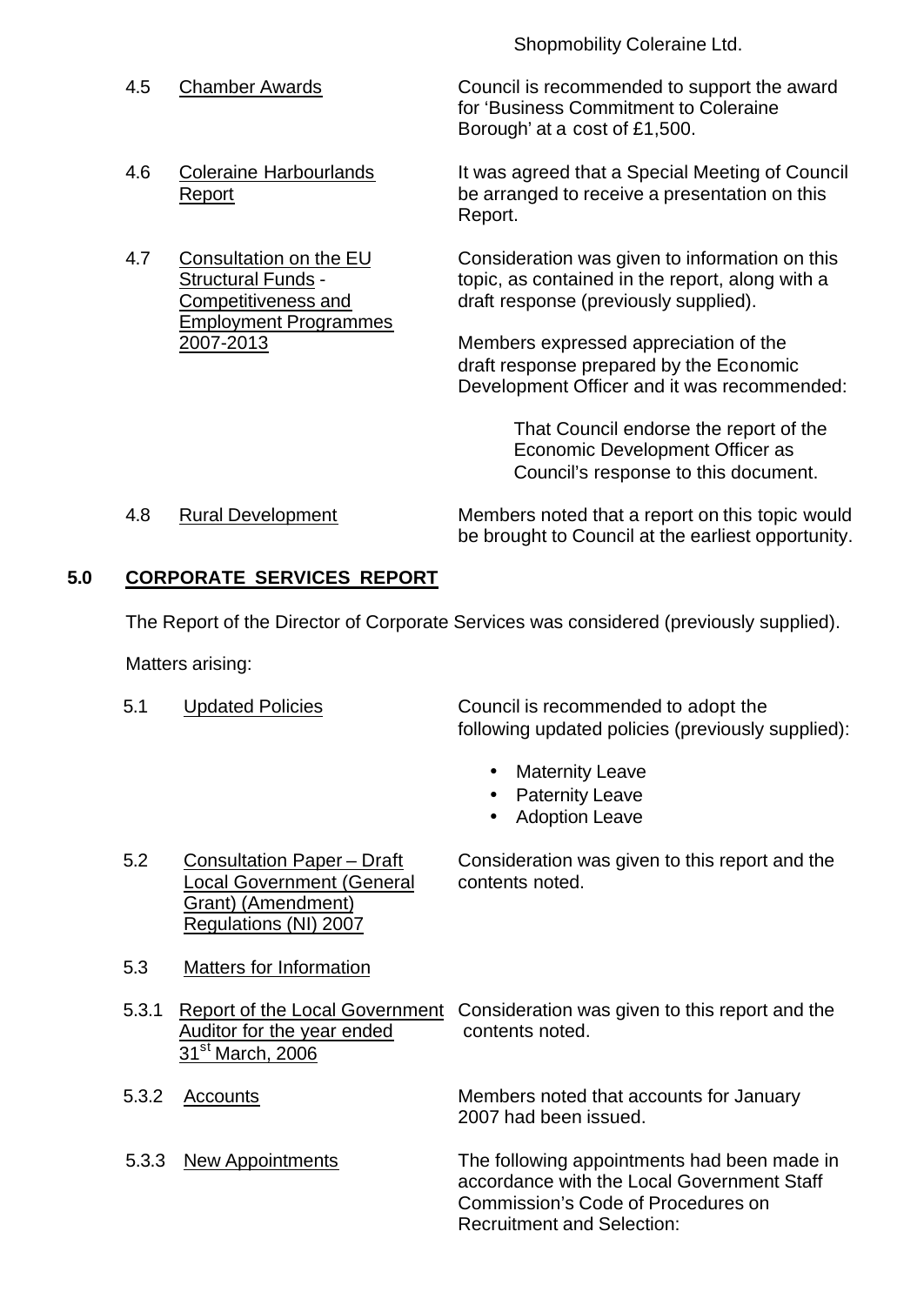Shopmobility Coleraine Ltd.

4.5 Chamber Awards

Council is recommended to support the award for 'Business Commitment to Coleraine Borough' at a cost of £1,500.

4.6 Coleraine Harbourlands Report

It was agreed that a Special Meeting of Council be arranged to receive a presentation on this Report.

4.7 Consultation on the EU Structural Funds - Competitiveness and Employment Programmes 2007-2013

Consideration was given to information on this topic, as contained in the report, along with a draft response (previously supplied).

Members expressed appreciation of the draft response prepared by the Economic Development Officer and it was recommended:

> That Council endorse the report of the Economic Development Officer as Council's response to this document.

4.8 Rural Development

Members noted that a report on this topic would be brought to Council at the earliest opportunity.

## 5.0 CORPORATE SERVICES REPORT

The Report of the Director of Corporate Services was considered (previously supplied).

Matters arising:

5.1 Updated Policies

Council is recommended to adopt the following updated policies (previously supplied):

- Maternity Leave
- Paternity Leave
- Adoption Leave

5.2 Consultation Paper – Draft Local Government (General Grant) (Amendment) Regulations (NI) 2007

Consideration was given to this report and the contents noted.

5.3 Matters for Information

5.3.1 Report of the Local Government Auditor for the year ended 31st March, 2006

Consideration was given to this report and the contents noted.

5.3.2 Accounts

Members noted that accounts for January 2007 had been issued.

5.3.3 New Appointments

The following appointments had been made in accordance with the Local Government Staff Commission's Code of Procedures on Recruitment and Selection: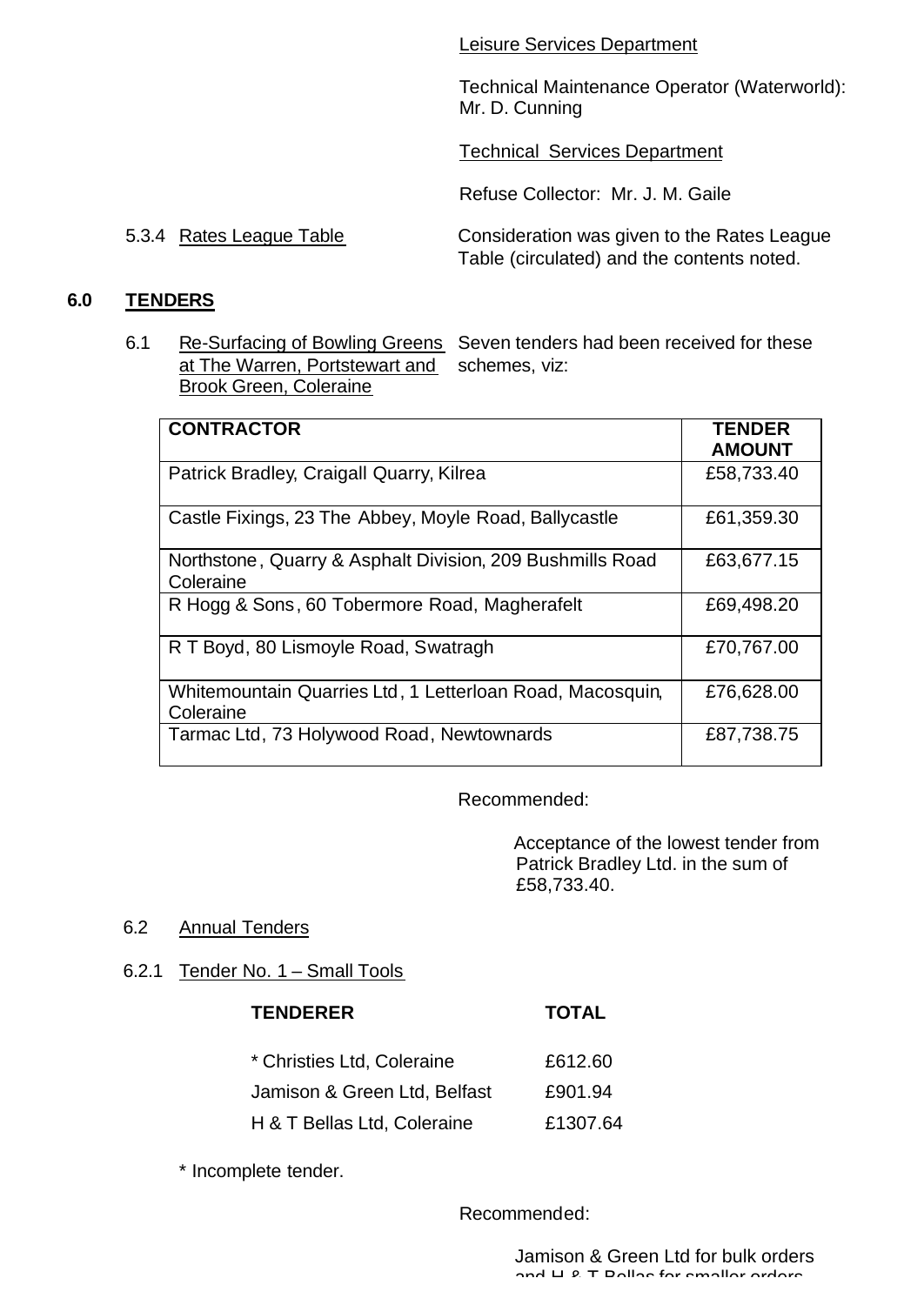Leisure Services Department

Technical Maintenance Operator (Waterworld): Mr. D. Cunning

Technical Services Department

Refuse Collector: Mr. J. M. Gaile

5.3.4 Rates League Table

Consideration was given to the Rates League Table (circulated) and the contents noted.

## 6.0 TENDERS

6.1 Re-Surfacing of Bowling Greens at The Warren, Portstewart and Brook Green, Coleraine

Seven tenders had been received for these schemes, viz:

| CONTRACTOR | TENDER AMOUNT |
|---|---|
| Patrick Bradley, Craigall Quarry, Kilrea | £58,733.40 |
| Castle Fixings, 23 The Abbey, Moyle Road, Ballycastle | £61,359.30 |
| Northstone, Quarry & Asphalt Division, 209 Bushmills Road Coleraine | £63,677.15 |
| R Hogg & Sons, 60 Tobermore Road, Magherafelt | £69,498.20 |
| R T Boyd, 80 Lismoyle Road, Swatragh | £70,767.00 |
| Whitemountain Quarries Ltd, 1 Letterloan Road, Macosquin, Coleraine | £76,628.00 |
| Tarmac Ltd, 73 Holywood Road, Newtownards | £87,738.75 |

Recommended:

Acceptance of the lowest tender from Patrick Bradley Ltd. in the sum of £58,733.40.

6.2 Annual Tenders

6.2.1 Tender No. 1 – Small Tools

| TENDERER | TOTAL |
|---|---|
| * Christies Ltd, Coleraine | £612.60 |
| Jamison & Green Ltd, Belfast | £901.94 |
| H & T Bellas Ltd, Coleraine | £1307.64 |

* Incomplete tender.

Recommended:

Jamison & Green Ltd for bulk orders and H & T Bellas for smaller orders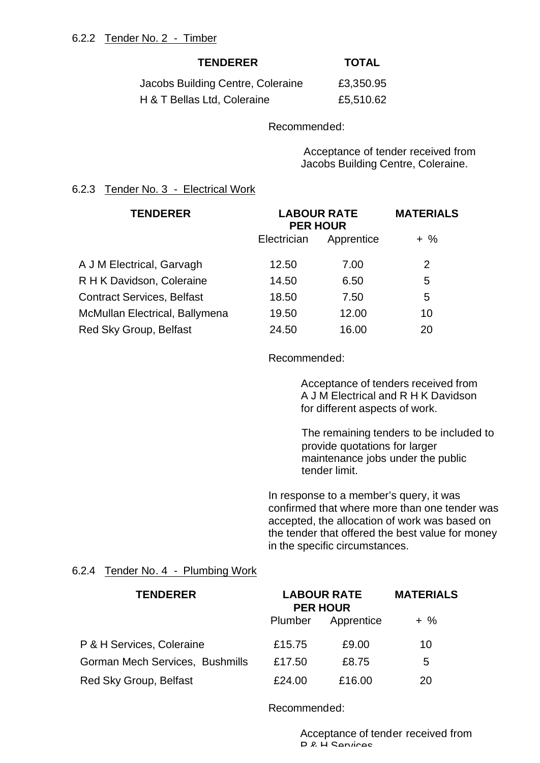6.2.2 Tender No. 2 - Timber

| TENDERER | TOTAL |
|---|---|
| Jacobs Building Centre, Coleraine | £3,350.95 |
| H & T Bellas Ltd, Coleraine | £5,510.62 |

Recommended:

Acceptance of tender received from Jacobs Building Centre, Coleraine.

6.2.3 Tender No. 3 - Electrical Work

| TENDERER | LABOUR RATE PER HOUR | | MATERIALS |
|---|---|---|---|
| | Electrician | Apprentice | + % |
| A J M Electrical, Garvagh | 12.50 | 7.00 | 2 |
| R H K Davidson, Coleraine | 14.50 | 6.50 | 5 |
| Contract Services, Belfast | 18.50 | 7.50 | 5 |
| McMullan Electrical, Ballymena | 19.50 | 12.00 | 10 |
| Red Sky Group, Belfast | 24.50 | 16.00 | 20 |

Recommended:

Acceptance of tenders received from A J M Electrical and R H K Davidson for different aspects of work.

The remaining tenders to be included to provide quotations for larger maintenance jobs under the public tender limit.

In response to a member's query, it was confirmed that where more than one tender was accepted, the allocation of work was based on the tender that offered the best value for money in the specific circumstances.

6.2.4 Tender No. 4 - Plumbing Work

| TENDERER | LABOUR RATE PER HOUR | | MATERIALS |
|---|---|---|---|
| | Plumber | Apprentice | + % |
| P & H Services, Coleraine | £15.75 | £9.00 | 10 |
| Gorman Mech Services, Bushmills | £17.50 | £8.75 | 5 |
| Red Sky Group, Belfast | £24.00 | £16.00 | 20 |

Recommended:

Acceptance of tender received from P & H Services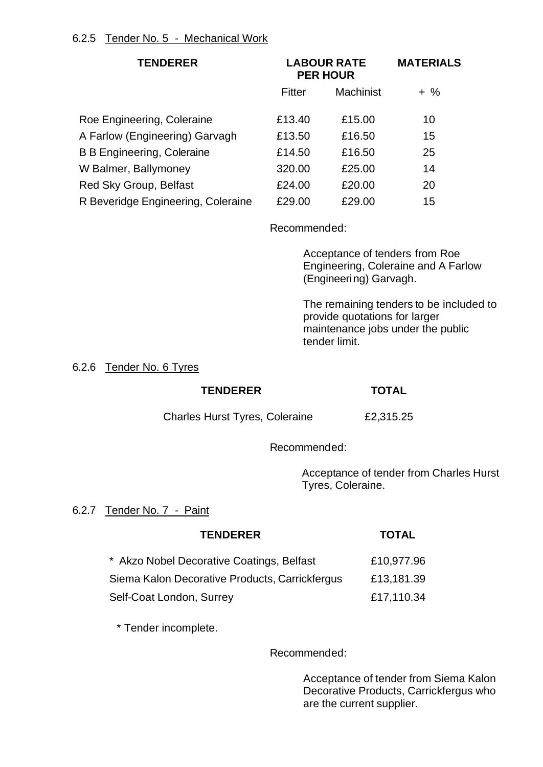6.2.5 Tender No. 5 - Mechanical Work

| TENDERER | LABOUR RATE PER HOUR | | MATERIALS |
|---|---|---|---|
| | Fitter | Machinist | + % |
| Roe Engineering, Coleraine | £13.40 | £15.00 | 10 |
| A Farlow (Engineering) Garvagh | £13.50 | £16.50 | 15 |
| B B Engineering, Coleraine | £14.50 | £16.50 | 25 |
| W Balmer, Ballymoney | 320.00 | £25.00 | 14 |
| Red Sky Group, Belfast | £24.00 | £20.00 | 20 |
| R Beveridge Engineering, Coleraine | £29.00 | £29.00 | 15 |

Recommended:

Acceptance of tenders from Roe Engineering, Coleraine and A Farlow (Engineering) Garvagh.

The remaining tenders to be included to provide quotations for larger maintenance jobs under the public tender limit.

6.2.6 Tender No. 6 Tyres

| TENDERER | TOTAL |
|---|---|
| Charles Hurst Tyres, Coleraine | £2,315.25 |

Recommended:

Acceptance of tender from Charles Hurst Tyres, Coleraine.

6.2.7 Tender No. 7 - Paint

| TENDERER | TOTAL |
|---|---|
| * Akzo Nobel Decorative Coatings, Belfast | £10,977.96 |
| Siema Kalon Decorative Products, Carrickfergus | £13,181.39 |
| Self-Coat London, Surrey | £17,110.34 |

* Tender incomplete.

Recommended:

Acceptance of tender from Siema Kalon Decorative Products, Carrickfergus who are the current supplier.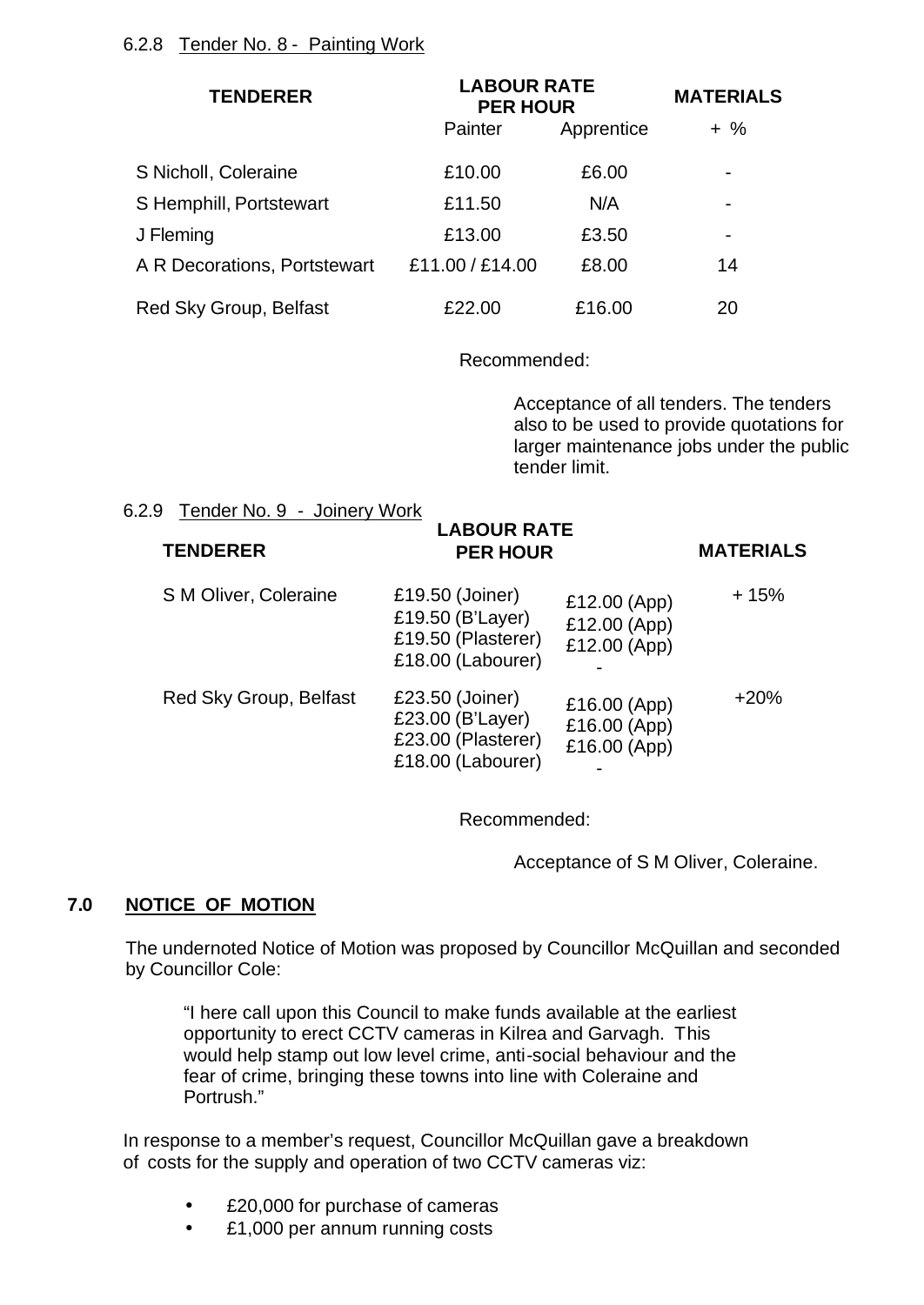6.2.8 Tender No. 8 - Painting Work

| TENDERER | LABOUR RATE PER HOUR | | MATERIALS |
|---|---|---|---|
| | Painter | Apprentice | + % |
| S Nicholl, Coleraine | £10.00 | £6.00 | - |
| S Hemphill, Portstewart | £11.50 | N/A | - |
| J Fleming | £13.00 | £3.50 | - |
| A R Decorations, Portstewart | £11.00 / £14.00 | £8.00 | 14 |
| Red Sky Group, Belfast | £22.00 | £16.00 | 20 |

Recommended:

Acceptance of all tenders. The tenders also to be used to provide quotations for larger maintenance jobs under the public tender limit.

6.2.9 Tender No. 9 - Joinery Work

| TENDERER | LABOUR RATE PER HOUR | | MATERIALS |
|---|---|---|---|
| S M Oliver, Coleraine | £19.50 (Joiner)<br>£19.50 (B'Layer)<br>£19.50 (Plasterer)<br>£18.00 (Labourer) | £12.00 (App)<br>£12.00 (App)<br>£12.00 (App)<br>- | + 15% |
| Red Sky Group, Belfast | £23.50 (Joiner)<br>£23.00 (B'Layer)<br>£23.00 (Plasterer)<br>£18.00 (Labourer) | £16.00 (App)<br>£16.00 (App)<br>£16.00 (App)<br>- | +20% |

Recommended:

Acceptance of S M Oliver, Coleraine.

## 7.0 NOTICE OF MOTION

The undernoted Notice of Motion was proposed by Councillor McQuillan and seconded by Councillor Cole:

> "I here call upon this Council to make funds available at the earliest opportunity to erect CCTV cameras in Kilrea and Garvagh. This would help stamp out low level crime, anti-social behaviour and the fear of crime, bringing these towns into line with Coleraine and Portrush."

In response to a member's request, Councillor McQuillan gave a breakdown of costs for the supply and operation of two CCTV cameras viz:

- £20,000 for purchase of cameras
- £1,000 per annum running costs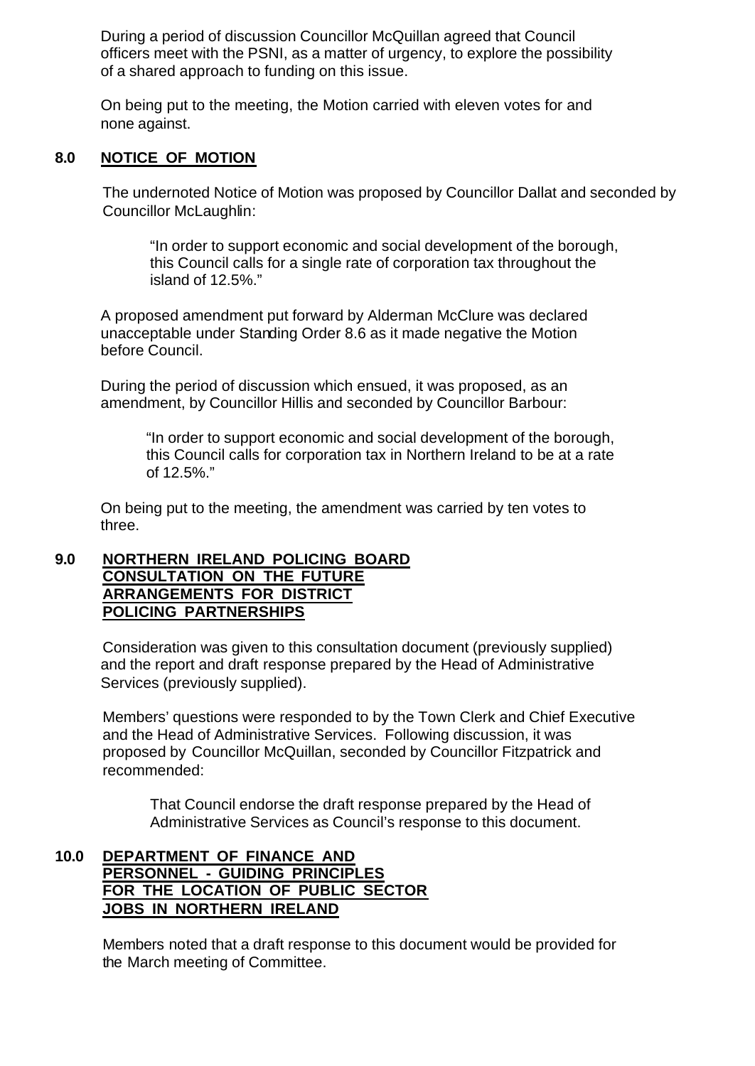During a period of discussion Councillor McQuillan agreed that Council officers meet with the PSNI, as a matter of urgency, to explore the possibility of a shared approach to funding on this issue.

On being put to the meeting, the Motion carried with eleven votes for and none against.

## 8.0 NOTICE OF MOTION

The undernoted Notice of Motion was proposed by Councillor Dallat and seconded by Councillor McLaughlin:

> "In order to support economic and social development of the borough, this Council calls for a single rate of corporation tax throughout the island of 12.5%."

A proposed amendment put forward by Alderman McClure was declared unacceptable under Standing Order 8.6 as it made negative the Motion before Council.

During the period of discussion which ensued, it was proposed, as an amendment, by Councillor Hillis and seconded by Councillor Barbour:

> "In order to support economic and social development of the borough, this Council calls for corporation tax in Northern Ireland to be at a rate of 12.5%."

On being put to the meeting, the amendment was carried by ten votes to three.

## 9.0 NORTHERN IRELAND POLICING BOARD CONSULTATION ON THE FUTURE ARRANGEMENTS FOR DISTRICT POLICING PARTNERSHIPS

Consideration was given to this consultation document (previously supplied) and the report and draft response prepared by the Head of Administrative Services (previously supplied).

Members' questions were responded to by the Town Clerk and Chief Executive and the Head of Administrative Services. Following discussion, it was proposed by Councillor McQuillan, seconded by Councillor Fitzpatrick and recommended:

> That Council endorse the draft response prepared by the Head of Administrative Services as Council's response to this document.

## 10.0 DEPARTMENT OF FINANCE AND PERSONNEL - GUIDING PRINCIPLES FOR THE LOCATION OF PUBLIC SECTOR JOBS IN NORTHERN IRELAND

Members noted that a draft response to this document would be provided for the March meeting of Committee.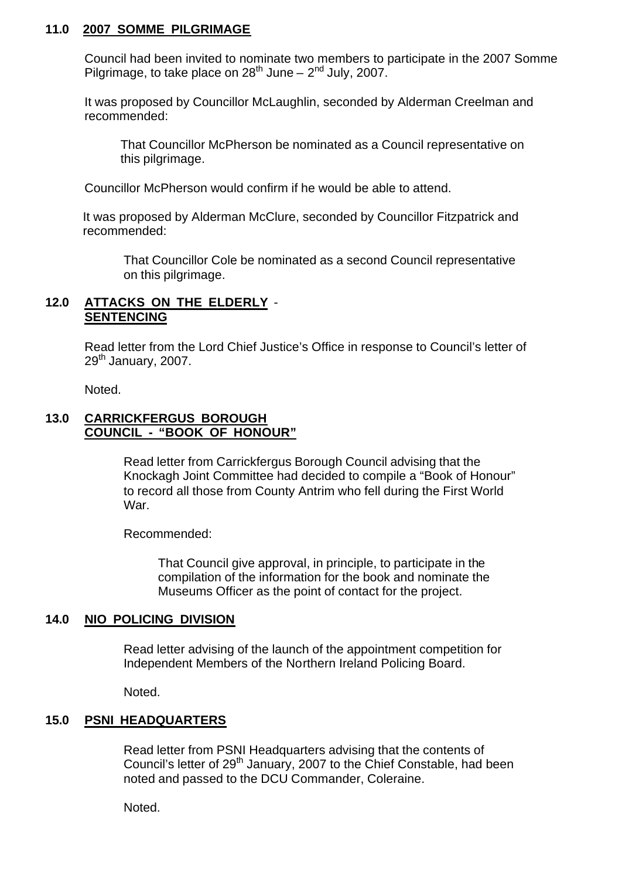## 11.0 2007 SOMME PILGRIMAGE

Council had been invited to nominate two members to participate in the 2007 Somme Pilgrimage, to take place on 28th June – 2nd July, 2007.

It was proposed by Councillor McLaughlin, seconded by Alderman Creelman and recommended:

> That Councillor McPherson be nominated as a Council representative on this pilgrimage.

Councillor McPherson would confirm if he would be able to attend.

It was proposed by Alderman McClure, seconded by Councillor Fitzpatrick and recommended:

> That Councillor Cole be nominated as a second Council representative on this pilgrimage.

## 12.0 ATTACKS ON THE ELDERLY - SENTENCING

Read letter from the Lord Chief Justice's Office in response to Council's letter of 29th January, 2007.

Noted.

## 13.0 CARRICKFERGUS BOROUGH COUNCIL - "BOOK OF HONOUR"

Read letter from Carrickfergus Borough Council advising that the Knockagh Joint Committee had decided to compile a "Book of Honour" to record all those from County Antrim who fell during the First World War.

Recommended:

> That Council give approval, in principle, to participate in the compilation of the information for the book and nominate the Museums Officer as the point of contact for the project.

## 14.0 NIO POLICING DIVISION

Read letter advising of the launch of the appointment competition for Independent Members of the Northern Ireland Policing Board.

Noted.

## 15.0 PSNI HEADQUARTERS

Read letter from PSNI Headquarters advising that the contents of Council's letter of 29th January, 2007 to the Chief Constable, had been noted and passed to the DCU Commander, Coleraine.

Noted.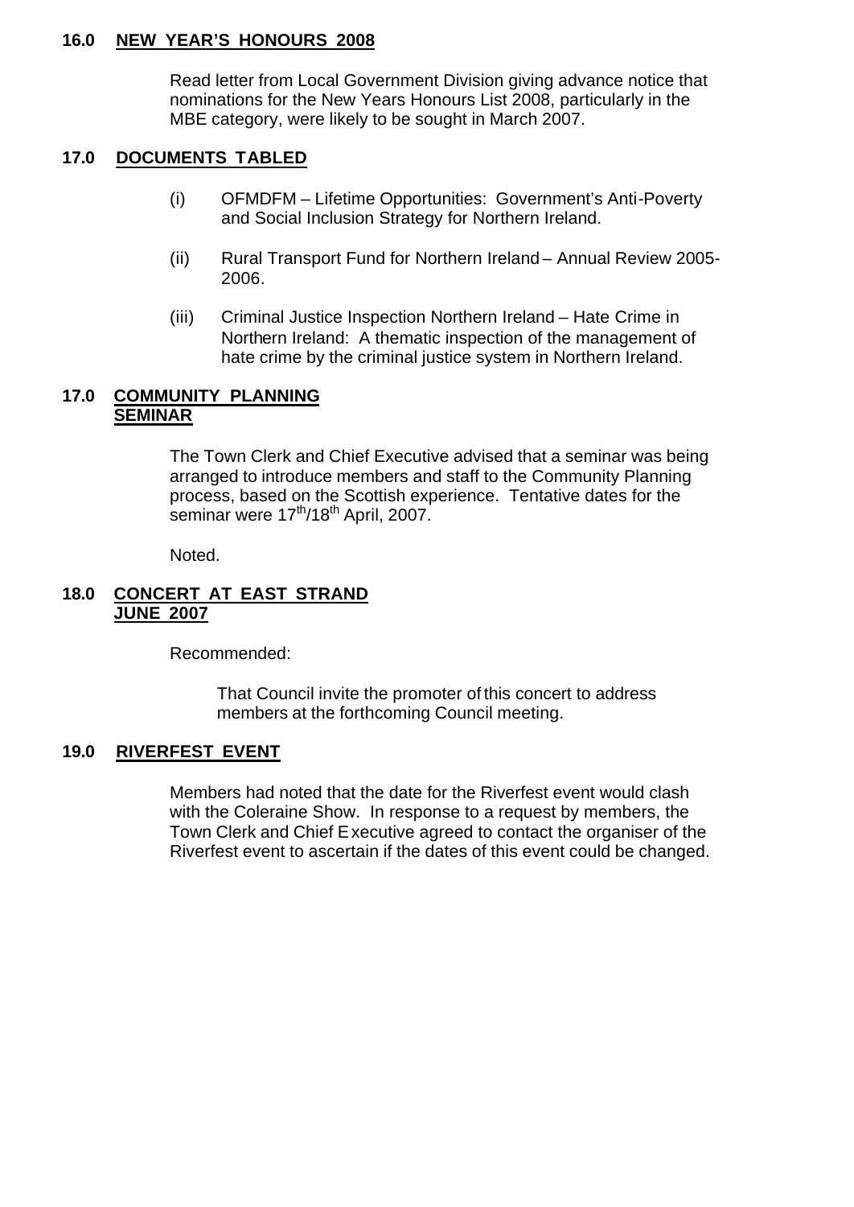## 16.0 NEW YEAR'S HONOURS 2008

Read letter from Local Government Division giving advance notice that nominations for the New Years Honours List 2008, particularly in the MBE category, were likely to be sought in March 2007.

## 17.0 DOCUMENTS TABLED

(i) OFMDFM – Lifetime Opportunities: Government's Anti-Poverty and Social Inclusion Strategy for Northern Ireland.

(ii) Rural Transport Fund for Northern Ireland – Annual Review 2005-2006.

(iii) Criminal Justice Inspection Northern Ireland – Hate Crime in Northern Ireland: A thematic inspection of the management of hate crime by the criminal justice system in Northern Ireland.

## 17.0 COMMUNITY PLANNING SEMINAR

The Town Clerk and Chief Executive advised that a seminar was being arranged to introduce members and staff to the Community Planning process, based on the Scottish experience. Tentative dates for the seminar were 17th/18th April, 2007.

Noted.

## 18.0 CONCERT AT EAST STRAND JUNE 2007

Recommended:

That Council invite the promoter of this concert to address members at the forthcoming Council meeting.

## 19.0 RIVERFEST EVENT

Members had noted that the date for the Riverfest event would clash with the Coleraine Show. In response to a request by members, the Town Clerk and Chief Executive agreed to contact the organiser of the Riverfest event to ascertain if the dates of this event could be changed.